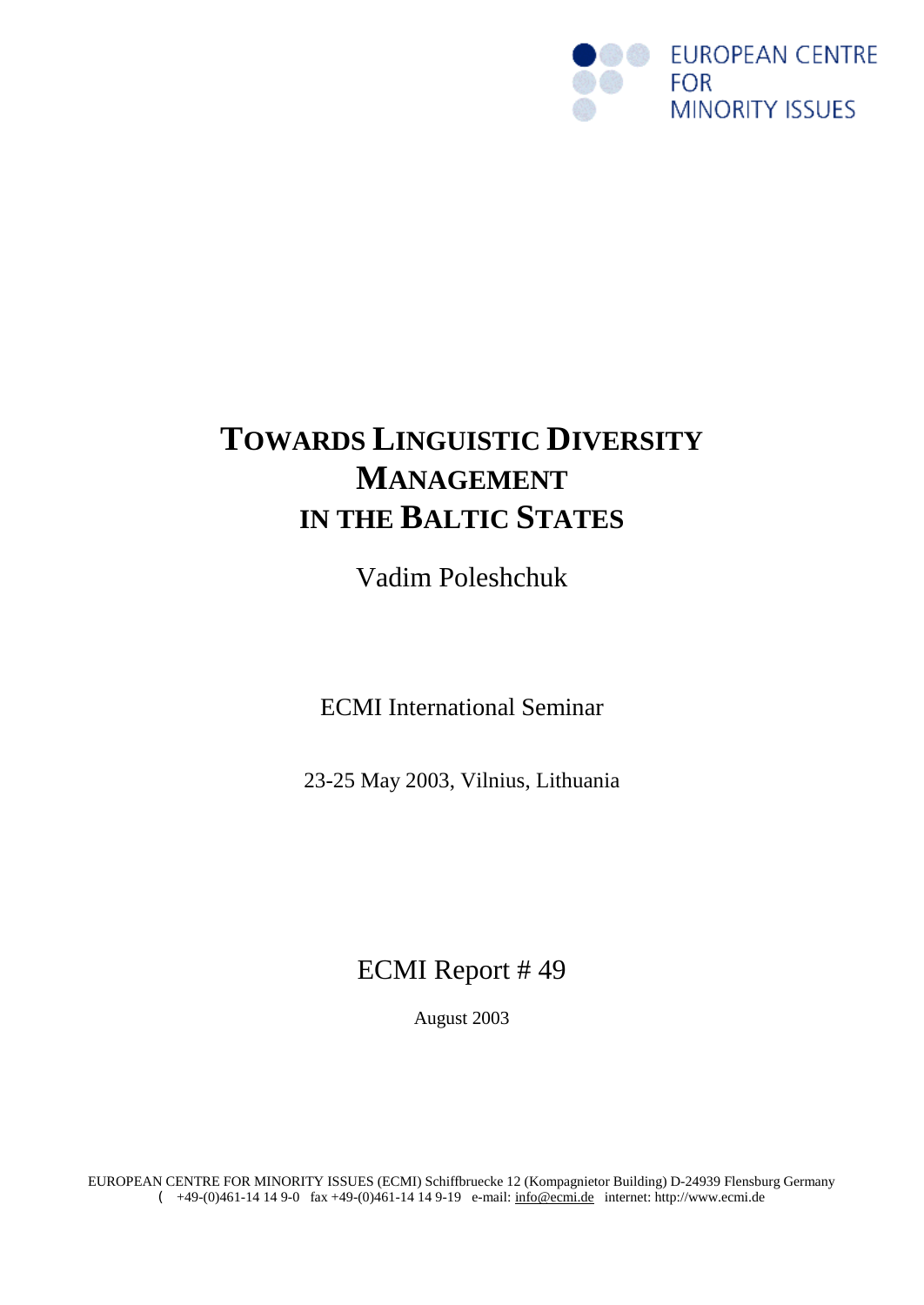EUROPEAN CENTRE FOR MINORITY ISSUES

# TOWARDS LINGUISTIC DIVERSITY MANAGEMENT IN THE BALTIC STATES

Vadim Poleshchuk

ECMI International Seminar

23-25 May 2003, Vilnius, Lithuania

ECMI Report # 49

August 2003

EUROPEAN CENTRE FOR MINORITY ISSUES (ECMI) Schiffbruecke 12 (Kompagnietor Building) D-24939 Flensburg Germany
( +49-(0)461-14 14 9-0 fax +49-(0)461-14 14 9-19 e-mail: info@ecmi.de internet: http://www.ecmi.de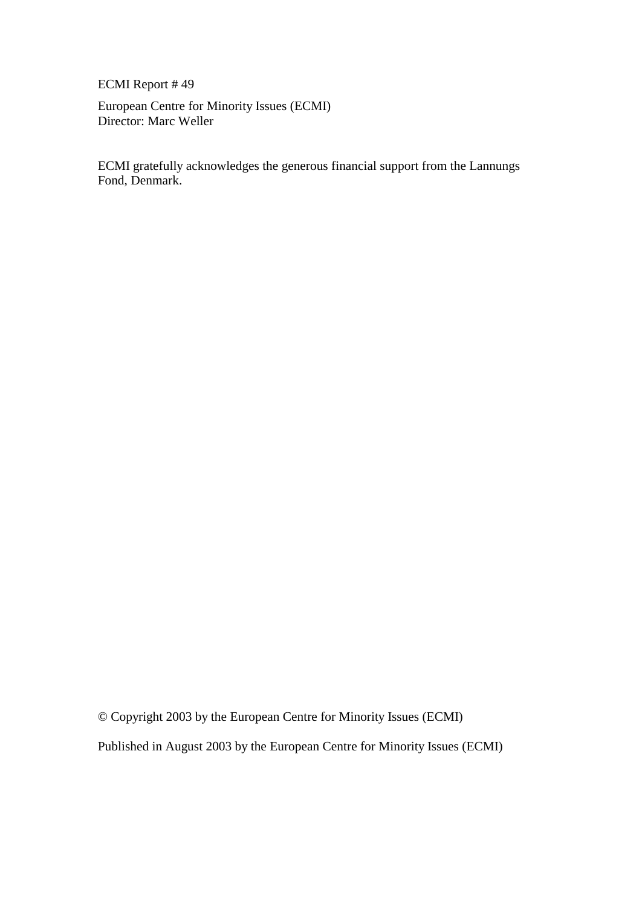ECMI Report # 49

European Centre for Minority Issues (ECMI)
Director: Marc Weller

ECMI gratefully acknowledges the generous financial support from the Lannungs Fond, Denmark.

© Copyright 2003 by the European Centre for Minority Issues (ECMI)

Published in August 2003 by the European Centre for Minority Issues (ECMI)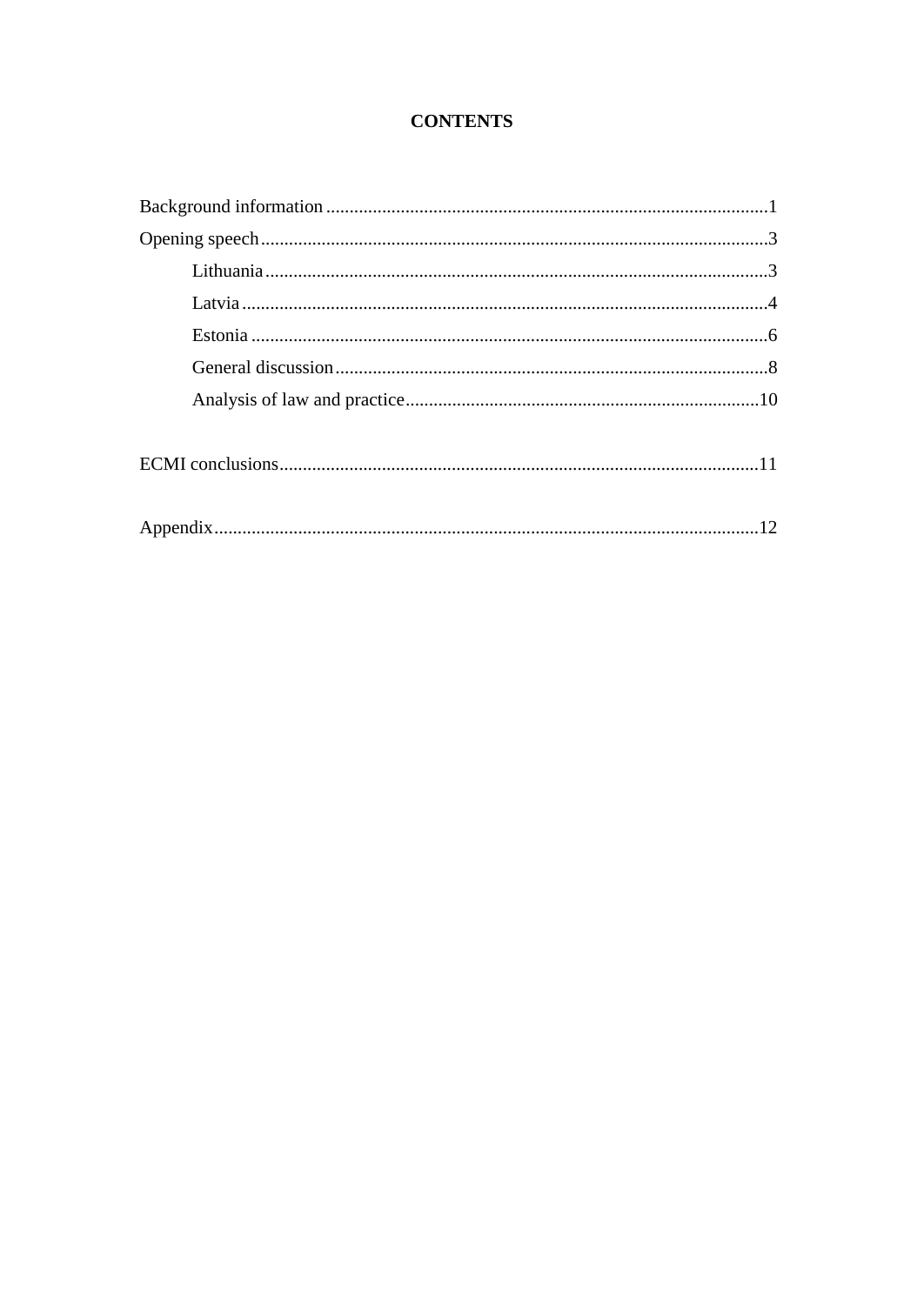# CONTENTS

Background information ..............................................................................................1

Opening speech............................................................................................................3

- Lithuania ...........................................................................................................3
- Latvia ................................................................................................................4
- Estonia ..............................................................................................................6
- General discussion ............................................................................................8
- Analysis of law and practice...........................................................................10

ECMI conclusions......................................................................................................11

Appendix....................................................................................................................12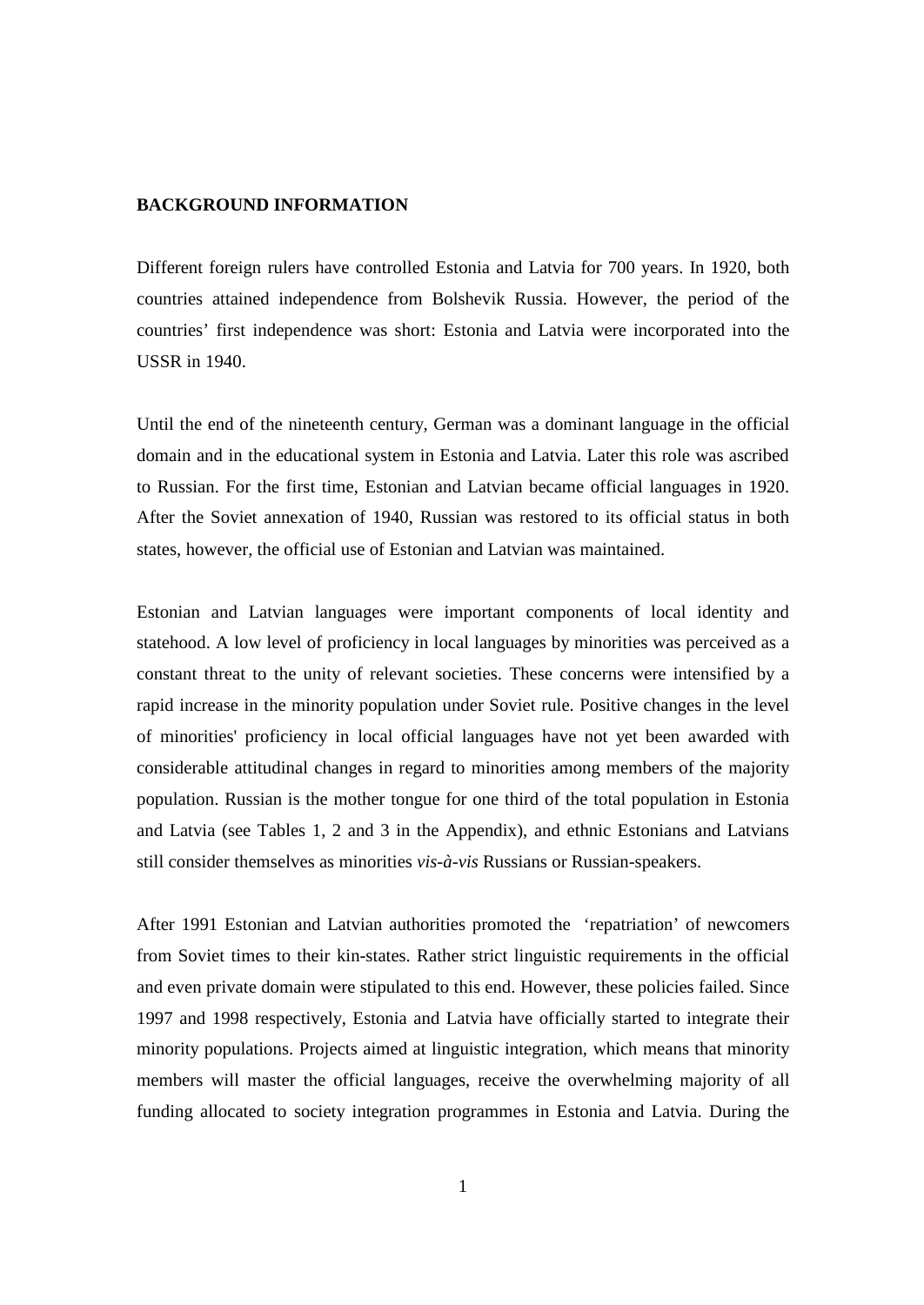**BACKGROUND INFORMATION**

Different foreign rulers have controlled Estonia and Latvia for 700 years. In 1920, both countries attained independence from Bolshevik Russia. However, the period of the countries' first independence was short: Estonia and Latvia were incorporated into the USSR in 1940.

Until the end of the nineteenth century, German was a dominant language in the official domain and in the educational system in Estonia and Latvia. Later this role was ascribed to Russian. For the first time, Estonian and Latvian became official languages in 1920. After the Soviet annexation of 1940, Russian was restored to its official status in both states, however, the official use of Estonian and Latvian was maintained.

Estonian and Latvian languages were important components of local identity and statehood. A low level of proficiency in local languages by minorities was perceived as a constant threat to the unity of relevant societies. These concerns were intensified by a rapid increase in the minority population under Soviet rule. Positive changes in the level of minorities' proficiency in local official languages have not yet been awarded with considerable attitudinal changes in regard to minorities among members of the majority population. Russian is the mother tongue for one third of the total population in Estonia and Latvia (see Tables 1, 2 and 3 in the Appendix), and ethnic Estonians and Latvians still consider themselves as minorities *vis-à-vis* Russians or Russian-speakers.

After 1991 Estonian and Latvian authorities promoted the 'repatriation' of newcomers from Soviet times to their kin-states. Rather strict linguistic requirements in the official and even private domain were stipulated to this end. However, these policies failed. Since 1997 and 1998 respectively, Estonia and Latvia have officially started to integrate their minority populations. Projects aimed at linguistic integration, which means that minority members will master the official languages, receive the overwhelming majority of all funding allocated to society integration programmes in Estonia and Latvia. During the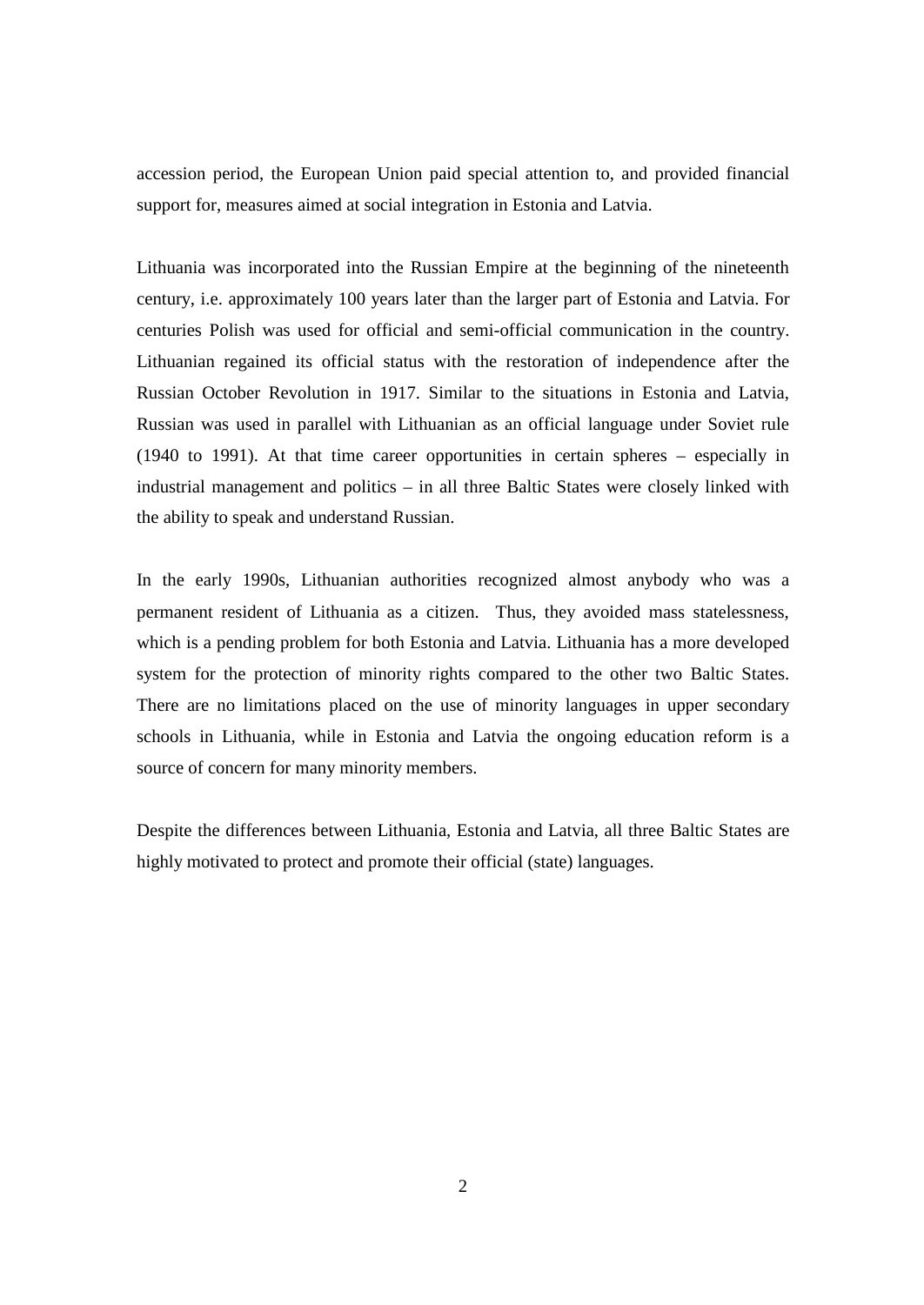accession period, the European Union paid special attention to, and provided financial support for, measures aimed at social integration in Estonia and Latvia.

Lithuania was incorporated into the Russian Empire at the beginning of the nineteenth century, i.e. approximately 100 years later than the larger part of Estonia and Latvia. For centuries Polish was used for official and semi-official communication in the country. Lithuanian regained its official status with the restoration of independence after the Russian October Revolution in 1917. Similar to the situations in Estonia and Latvia, Russian was used in parallel with Lithuanian as an official language under Soviet rule (1940 to 1991). At that time career opportunities in certain spheres – especially in industrial management and politics – in all three Baltic States were closely linked with the ability to speak and understand Russian.

In the early 1990s, Lithuanian authorities recognized almost anybody who was a permanent resident of Lithuania as a citizen. Thus, they avoided mass statelessness, which is a pending problem for both Estonia and Latvia. Lithuania has a more developed system for the protection of minority rights compared to the other two Baltic States. There are no limitations placed on the use of minority languages in upper secondary schools in Lithuania, while in Estonia and Latvia the ongoing education reform is a source of concern for many minority members.

Despite the differences between Lithuania, Estonia and Latvia, all three Baltic States are highly motivated to protect and promote their official (state) languages.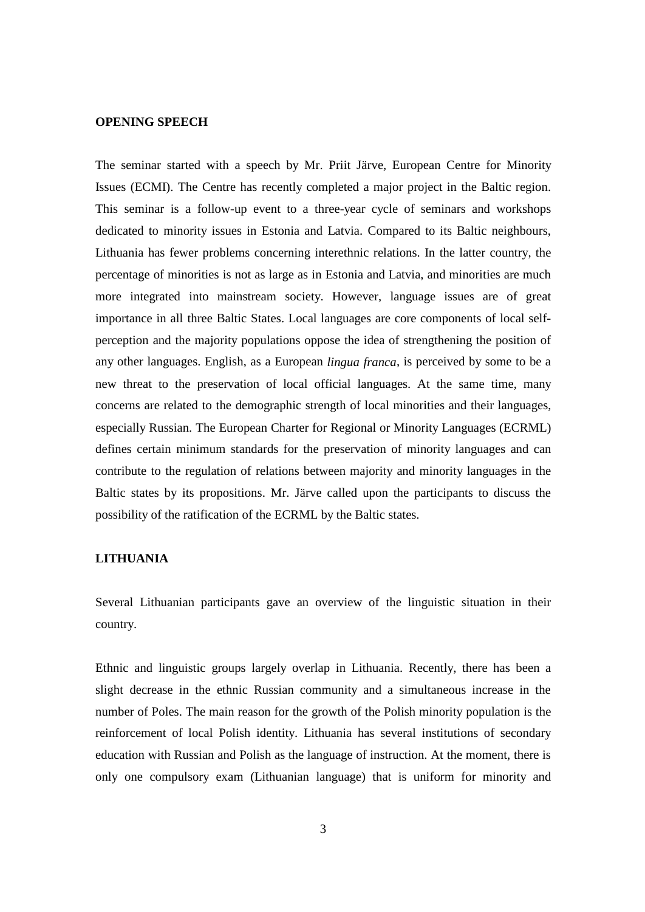## OPENING SPEECH

The seminar started with a speech by Mr. Priit Järve, European Centre for Minority Issues (ECMI). The Centre has recently completed a major project in the Baltic region. This seminar is a follow-up event to a three-year cycle of seminars and workshops dedicated to minority issues in Estonia and Latvia. Compared to its Baltic neighbours, Lithuania has fewer problems concerning interethnic relations. In the latter country, the percentage of minorities is not as large as in Estonia and Latvia, and minorities are much more integrated into mainstream society. However, language issues are of great importance in all three Baltic States. Local languages are core components of local self-perception and the majority populations oppose the idea of strengthening the position of any other languages. English, as a European *lingua franca*, is perceived by some to be a new threat to the preservation of local official languages. At the same time, many concerns are related to the demographic strength of local minorities and their languages, especially Russian. The European Charter for Regional or Minority Languages (ECRML) defines certain minimum standards for the preservation of minority languages and can contribute to the regulation of relations between majority and minority languages in the Baltic states by its propositions. Mr. Järve called upon the participants to discuss the possibility of the ratification of the ECRML by the Baltic states.

## LITHUANIA

Several Lithuanian participants gave an overview of the linguistic situation in their country.

Ethnic and linguistic groups largely overlap in Lithuania. Recently, there has been a slight decrease in the ethnic Russian community and a simultaneous increase in the number of Poles. The main reason for the growth of the Polish minority population is the reinforcement of local Polish identity. Lithuania has several institutions of secondary education with Russian and Polish as the language of instruction. At the moment, there is only one compulsory exam (Lithuanian language) that is uniform for minority and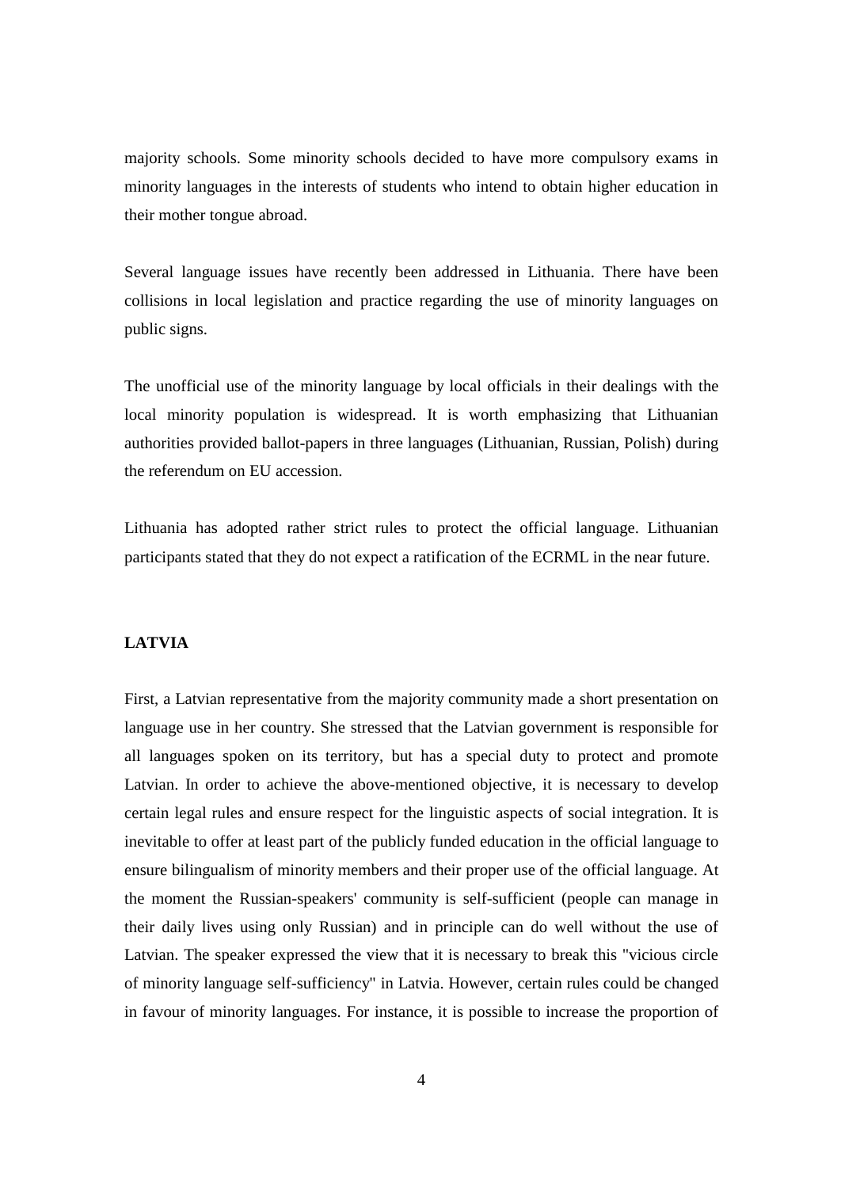majority schools. Some minority schools decided to have more compulsory exams in minority languages in the interests of students who intend to obtain higher education in their mother tongue abroad.

Several language issues have recently been addressed in Lithuania. There have been collisions in local legislation and practice regarding the use of minority languages on public signs.

The unofficial use of the minority language by local officials in their dealings with the local minority population is widespread. It is worth emphasizing that Lithuanian authorities provided ballot-papers in three languages (Lithuanian, Russian, Polish) during the referendum on EU accession.

Lithuania has adopted rather strict rules to protect the official language. Lithuanian participants stated that they do not expect a ratification of the ECRML in the near future.

## LATVIA

First, a Latvian representative from the majority community made a short presentation on language use in her country. She stressed that the Latvian government is responsible for all languages spoken on its territory, but has a special duty to protect and promote Latvian. In order to achieve the above-mentioned objective, it is necessary to develop certain legal rules and ensure respect for the linguistic aspects of social integration. It is inevitable to offer at least part of the publicly funded education in the official language to ensure bilingualism of minority members and their proper use of the official language. At the moment the Russian-speakers' community is self-sufficient (people can manage in their daily lives using only Russian) and in principle can do well without the use of Latvian. The speaker expressed the view that it is necessary to break this "vicious circle of minority language self-sufficiency" in Latvia. However, certain rules could be changed in favour of minority languages. For instance, it is possible to increase the proportion of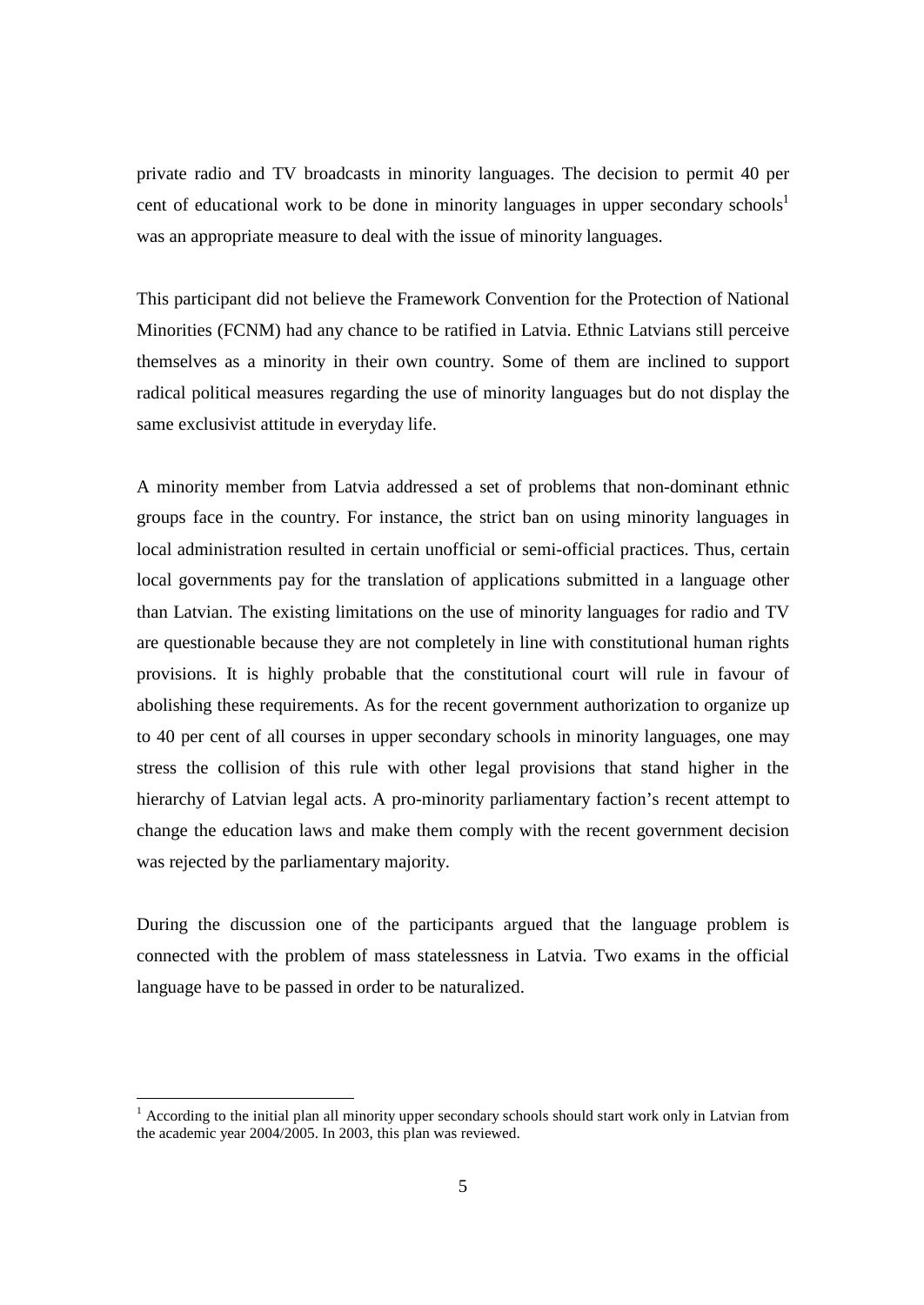private radio and TV broadcasts in minority languages. The decision to permit 40 per cent of educational work to be done in minority languages in upper secondary schools[1] was an appropriate measure to deal with the issue of minority languages.

This participant did not believe the Framework Convention for the Protection of National Minorities (FCNM) had any chance to be ratified in Latvia. Ethnic Latvians still perceive themselves as a minority in their own country. Some of them are inclined to support radical political measures regarding the use of minority languages but do not display the same exclusivist attitude in everyday life.

A minority member from Latvia addressed a set of problems that non-dominant ethnic groups face in the country. For instance, the strict ban on using minority languages in local administration resulted in certain unofficial or semi-official practices. Thus, certain local governments pay for the translation of applications submitted in a language other than Latvian. The existing limitations on the use of minority languages for radio and TV are questionable because they are not completely in line with constitutional human rights provisions. It is highly probable that the constitutional court will rule in favour of abolishing these requirements. As for the recent government authorization to organize up to 40 per cent of all courses in upper secondary schools in minority languages, one may stress the collision of this rule with other legal provisions that stand higher in the hierarchy of Latvian legal acts. A pro-minority parliamentary faction's recent attempt to change the education laws and make them comply with the recent government decision was rejected by the parliamentary majority.

During the discussion one of the participants argued that the language problem is connected with the problem of mass statelessness in Latvia. Two exams in the official language have to be passed in order to be naturalized.

[1] According to the initial plan all minority upper secondary schools should start work only in Latvian from the academic year 2004/2005. In 2003, this plan was reviewed.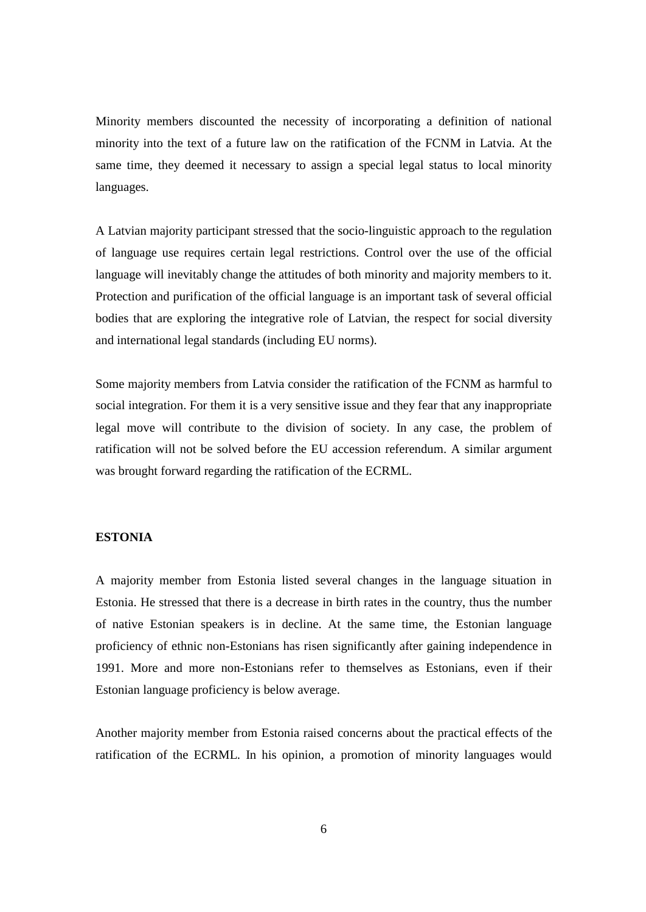Minority members discounted the necessity of incorporating a definition of national minority into the text of a future law on the ratification of the FCNM in Latvia. At the same time, they deemed it necessary to assign a special legal status to local minority languages.

A Latvian majority participant stressed that the socio-linguistic approach to the regulation of language use requires certain legal restrictions. Control over the use of the official language will inevitably change the attitudes of both minority and majority members to it. Protection and purification of the official language is an important task of several official bodies that are exploring the integrative role of Latvian, the respect for social diversity and international legal standards (including EU norms).

Some majority members from Latvia consider the ratification of the FCNM as harmful to social integration. For them it is a very sensitive issue and they fear that any inappropriate legal move will contribute to the division of society. In any case, the problem of ratification will not be solved before the EU accession referendum. A similar argument was brought forward regarding the ratification of the ECRML.

## ESTONIA

A majority member from Estonia listed several changes in the language situation in Estonia. He stressed that there is a decrease in birth rates in the country, thus the number of native Estonian speakers is in decline. At the same time, the Estonian language proficiency of ethnic non-Estonians has risen significantly after gaining independence in 1991. More and more non-Estonians refer to themselves as Estonians, even if their Estonian language proficiency is below average.

Another majority member from Estonia raised concerns about the practical effects of the ratification of the ECRML. In his opinion, a promotion of minority languages would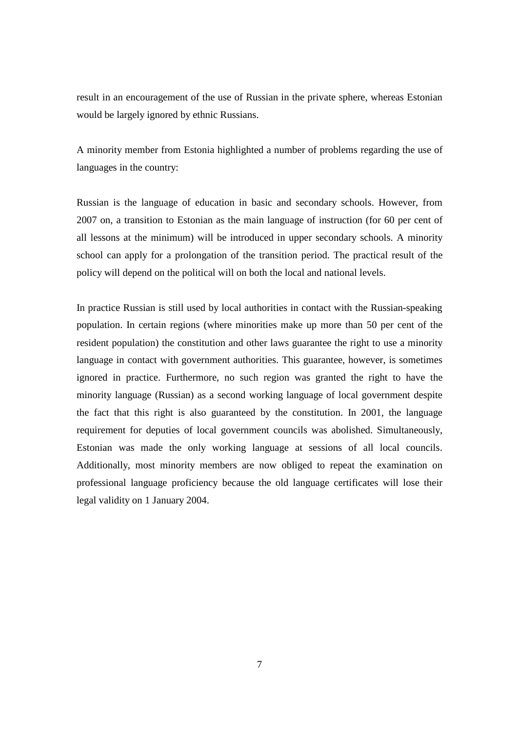result in an encouragement of the use of Russian in the private sphere, whereas Estonian would be largely ignored by ethnic Russians.

A minority member from Estonia highlighted a number of problems regarding the use of languages in the country:

Russian is the language of education in basic and secondary schools. However, from 2007 on, a transition to Estonian as the main language of instruction (for 60 per cent of all lessons at the minimum) will be introduced in upper secondary schools. A minority school can apply for a prolongation of the transition period. The practical result of the policy will depend on the political will on both the local and national levels.

In practice Russian is still used by local authorities in contact with the Russian-speaking population. In certain regions (where minorities make up more than 50 per cent of the resident population) the constitution and other laws guarantee the right to use a minority language in contact with government authorities. This guarantee, however, is sometimes ignored in practice. Furthermore, no such region was granted the right to have the minority language (Russian) as a second working language of local government despite the fact that this right is also guaranteed by the constitution. In 2001, the language requirement for deputies of local government councils was abolished. Simultaneously, Estonian was made the only working language at sessions of all local councils. Additionally, most minority members are now obliged to repeat the examination on professional language proficiency because the old language certificates will lose their legal validity on 1 January 2004.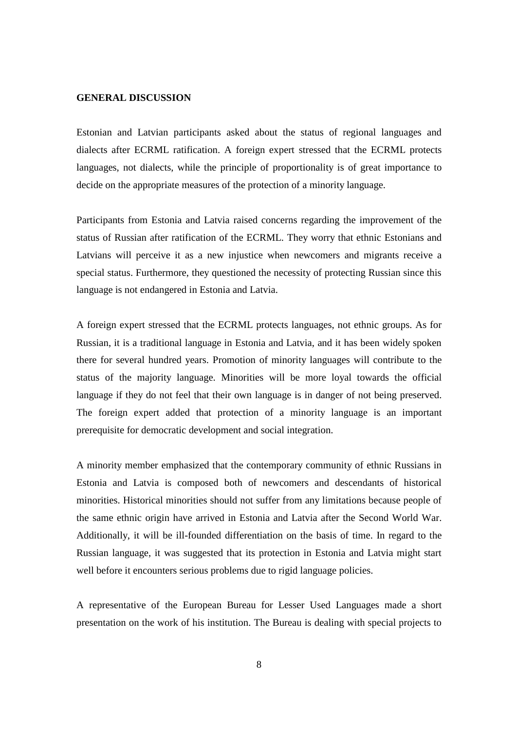## GENERAL DISCUSSION

Estonian and Latvian participants asked about the status of regional languages and dialects after ECRML ratification. A foreign expert stressed that the ECRML protects languages, not dialects, while the principle of proportionality is of great importance to decide on the appropriate measures of the protection of a minority language.

Participants from Estonia and Latvia raised concerns regarding the improvement of the status of Russian after ratification of the ECRML. They worry that ethnic Estonians and Latvians will perceive it as a new injustice when newcomers and migrants receive a special status. Furthermore, they questioned the necessity of protecting Russian since this language is not endangered in Estonia and Latvia.

A foreign expert stressed that the ECRML protects languages, not ethnic groups. As for Russian, it is a traditional language in Estonia and Latvia, and it has been widely spoken there for several hundred years. Promotion of minority languages will contribute to the status of the majority language. Minorities will be more loyal towards the official language if they do not feel that their own language is in danger of not being preserved. The foreign expert added that protection of a minority language is an important prerequisite for democratic development and social integration.

A minority member emphasized that the contemporary community of ethnic Russians in Estonia and Latvia is composed both of newcomers and descendants of historical minorities. Historical minorities should not suffer from any limitations because people of the same ethnic origin have arrived in Estonia and Latvia after the Second World War. Additionally, it will be ill-founded differentiation on the basis of time. In regard to the Russian language, it was suggested that its protection in Estonia and Latvia might start well before it encounters serious problems due to rigid language policies.

A representative of the European Bureau for Lesser Used Languages made a short presentation on the work of his institution. The Bureau is dealing with special projects to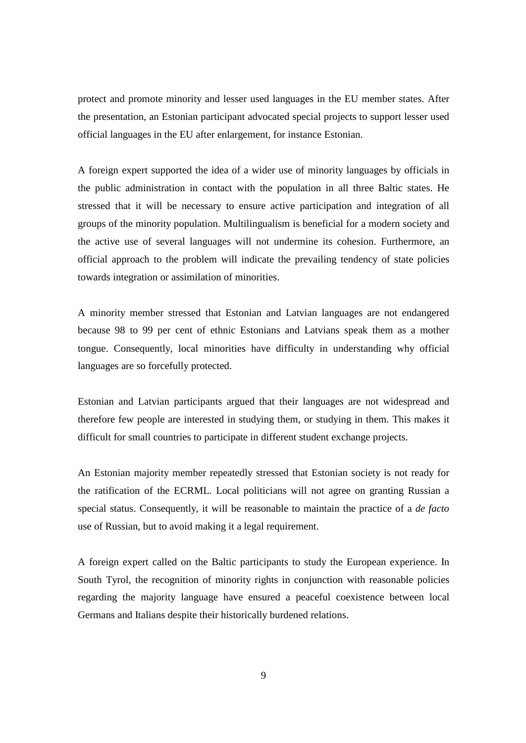protect and promote minority and lesser used languages in the EU member states. After the presentation, an Estonian participant advocated special projects to support lesser used official languages in the EU after enlargement, for instance Estonian.

A foreign expert supported the idea of a wider use of minority languages by officials in the public administration in contact with the population in all three Baltic states. He stressed that it will be necessary to ensure active participation and integration of all groups of the minority population. Multilingualism is beneficial for a modern society and the active use of several languages will not undermine its cohesion. Furthermore, an official approach to the problem will indicate the prevailing tendency of state policies towards integration or assimilation of minorities.

A minority member stressed that Estonian and Latvian languages are not endangered because 98 to 99 per cent of ethnic Estonians and Latvians speak them as a mother tongue. Consequently, local minorities have difficulty in understanding why official languages are so forcefully protected.

Estonian and Latvian participants argued that their languages are not widespread and therefore few people are interested in studying them, or studying in them. This makes it difficult for small countries to participate in different student exchange projects.

An Estonian majority member repeatedly stressed that Estonian society is not ready for the ratification of the ECRML. Local politicians will not agree on granting Russian a special status. Consequently, it will be reasonable to maintain the practice of a *de facto* use of Russian, but to avoid making it a legal requirement.

A foreign expert called on the Baltic participants to study the European experience. In South Tyrol, the recognition of minority rights in conjunction with reasonable policies regarding the majority language have ensured a peaceful coexistence between local Germans and Italians despite their historically burdened relations.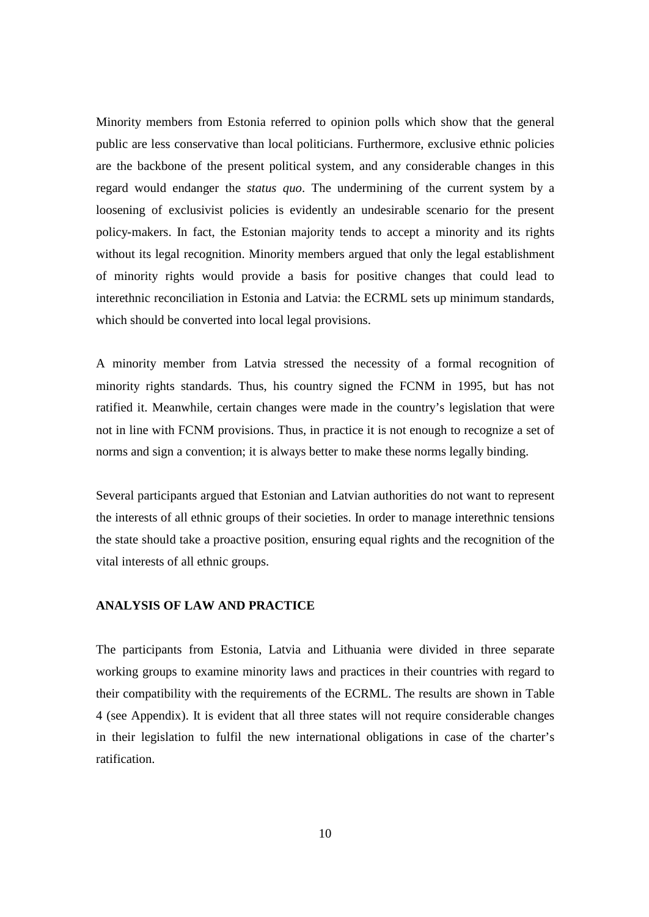Minority members from Estonia referred to opinion polls which show that the general public are less conservative than local politicians. Furthermore, exclusive ethnic policies are the backbone of the present political system, and any considerable changes in this regard would endanger the *status quo*. The undermining of the current system by a loosening of exclusivist policies is evidently an undesirable scenario for the present policy-makers. In fact, the Estonian majority tends to accept a minority and its rights without its legal recognition. Minority members argued that only the legal establishment of minority rights would provide a basis for positive changes that could lead to interethnic reconciliation in Estonia and Latvia: the ECRML sets up minimum standards, which should be converted into local legal provisions.

A minority member from Latvia stressed the necessity of a formal recognition of minority rights standards. Thus, his country signed the FCNM in 1995, but has not ratified it. Meanwhile, certain changes were made in the country's legislation that were not in line with FCNM provisions. Thus, in practice it is not enough to recognize a set of norms and sign a convention; it is always better to make these norms legally binding.

Several participants argued that Estonian and Latvian authorities do not want to represent the interests of all ethnic groups of their societies. In order to manage interethnic tensions the state should take a proactive position, ensuring equal rights and the recognition of the vital interests of all ethnic groups.

## ANALYSIS OF LAW AND PRACTICE

The participants from Estonia, Latvia and Lithuania were divided in three separate working groups to examine minority laws and practices in their countries with regard to their compatibility with the requirements of the ECRML. The results are shown in Table 4 (see Appendix). It is evident that all three states will not require considerable changes in their legislation to fulfil the new international obligations in case of the charter's ratification.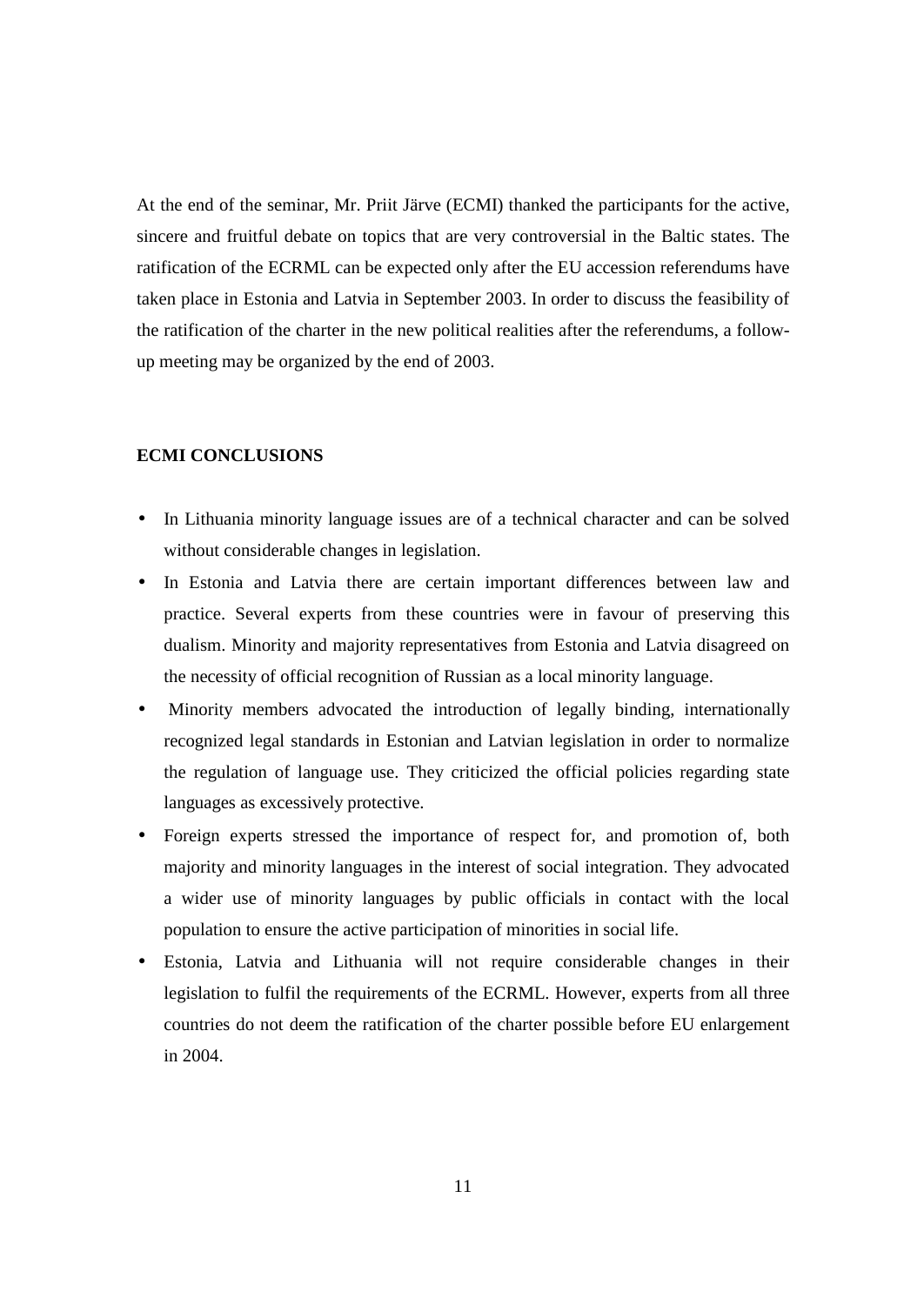At the end of the seminar, Mr. Priit Järve (ECMI) thanked the participants for the active, sincere and fruitful debate on topics that are very controversial in the Baltic states. The ratification of the ECRML can be expected only after the EU accession referendums have taken place in Estonia and Latvia in September 2003. In order to discuss the feasibility of the ratification of the charter in the new political realities after the referendums, a follow-up meeting may be organized by the end of 2003.

**ECMI CONCLUSIONS**

- In Lithuania minority language issues are of a technical character and can be solved without considerable changes in legislation.
- In Estonia and Latvia there are certain important differences between law and practice. Several experts from these countries were in favour of preserving this dualism. Minority and majority representatives from Estonia and Latvia disagreed on the necessity of official recognition of Russian as a local minority language.
- Minority members advocated the introduction of legally binding, internationally recognized legal standards in Estonian and Latvian legislation in order to normalize the regulation of language use. They criticized the official policies regarding state languages as excessively protective.
- Foreign experts stressed the importance of respect for, and promotion of, both majority and minority languages in the interest of social integration. They advocated a wider use of minority languages by public officials in contact with the local population to ensure the active participation of minorities in social life.
- Estonia, Latvia and Lithuania will not require considerable changes in their legislation to fulfil the requirements of the ECRML. However, experts from all three countries do not deem the ratification of the charter possible before EU enlargement in 2004.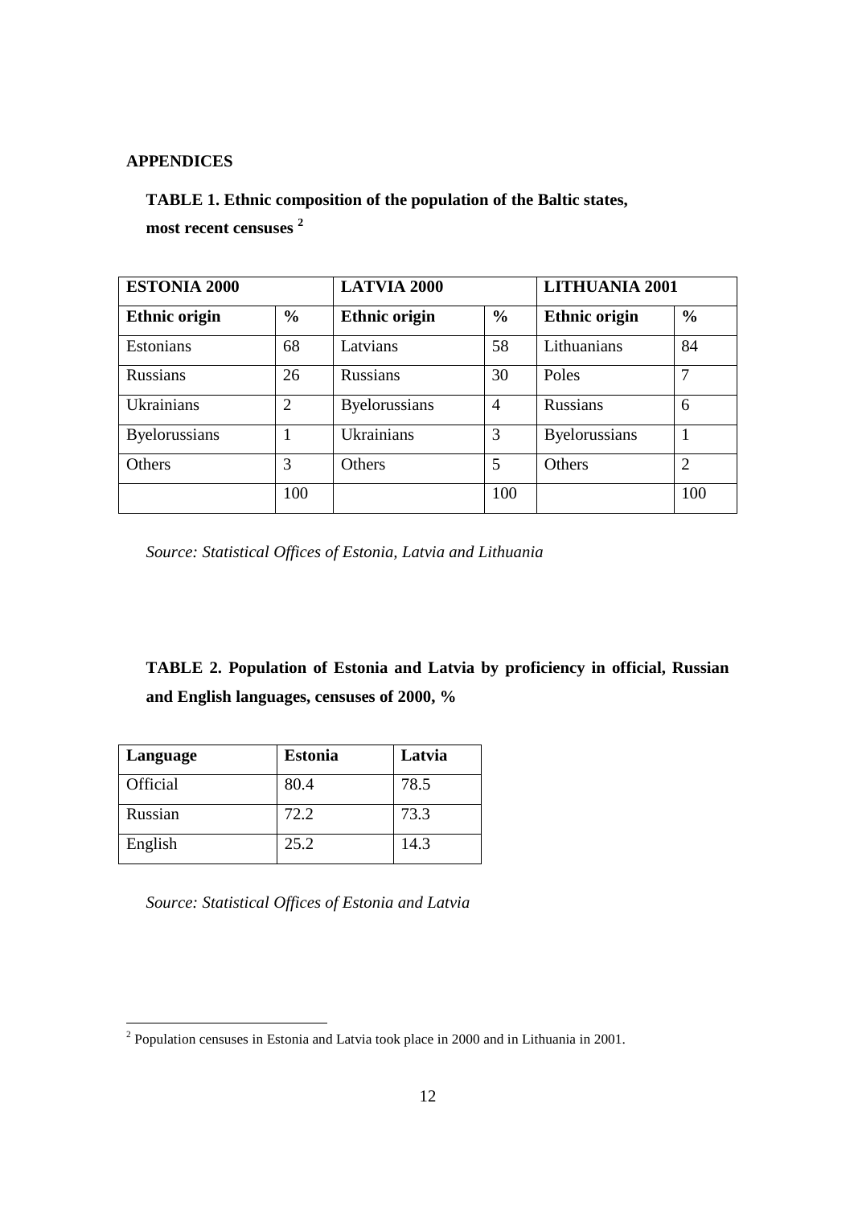## APPENDICES

**TABLE 1. Ethnic composition of the population of the Baltic states, most recent censuses [2]**

| ESTONIA 2000 | | LATVIA 2000 | | LITHUANIA 2001 | |
|---|---|---|---|---|---|
| **Ethnic origin** | **%** | **Ethnic origin** | **%** | **Ethnic origin** | **%** |
| Estonians | 68 | Latvians | 58 | Lithuanians | 84 |
| Russians | 26 | Russians | 30 | Poles | 7 |
| Ukrainians | 2 | Byelorussians | 4 | Russians | 6 |
| Byelorussians | 1 | Ukrainians | 3 | Byelorussians | 1 |
| Others | 3 | Others | 5 | Others | 2 |
| | 100 | | 100 | | 100 |

*Source: Statistical Offices of Estonia, Latvia and Lithuania*

**TABLE 2. Population of Estonia and Latvia by proficiency in official, Russian and English languages, censuses of 2000, %**

| Language | Estonia | Latvia |
|---|---|---|
| Official | 80.4 | 78.5 |
| Russian | 72.2 | 73.3 |
| English | 25.2 | 14.3 |

*Source: Statistical Offices of Estonia and Latvia*

[2] Population censuses in Estonia and Latvia took place in 2000 and in Lithuania in 2001.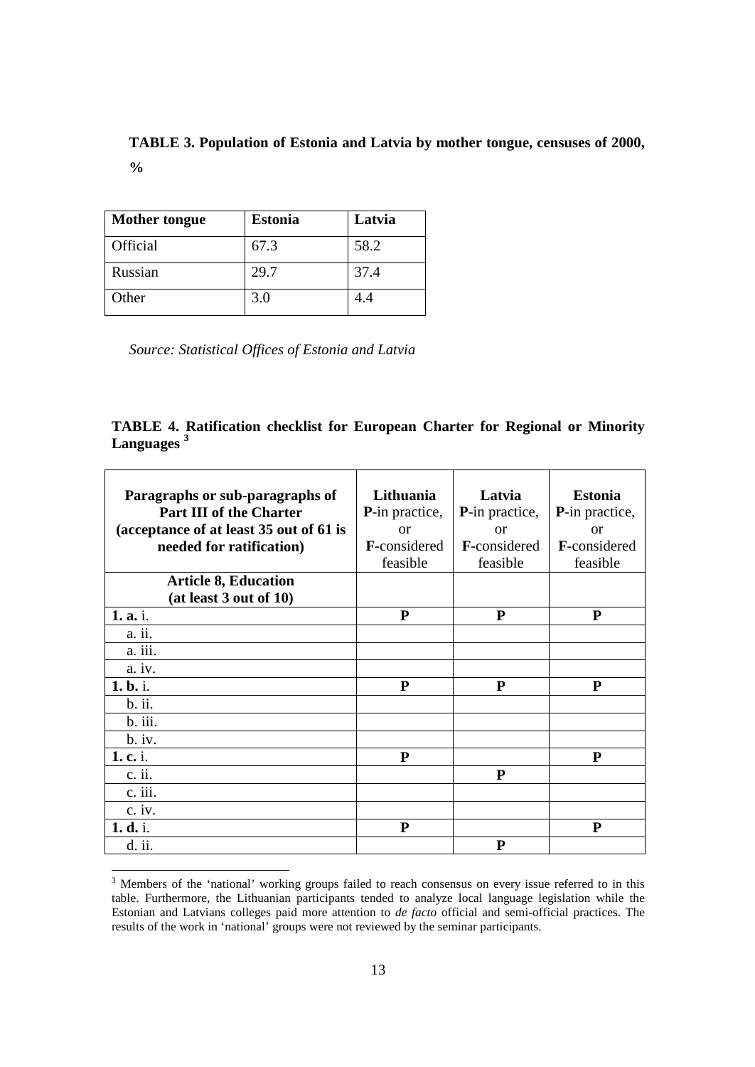**TABLE 3. Population of Estonia and Latvia by mother tongue, censuses of 2000, %**

| Mother tongue | Estonia | Latvia |
|---|---|---|
| Official | 67.3 | 58.2 |
| Russian | 29.7 | 37.4 |
| Other | 3.0 | 4.4 |

*Source: Statistical Offices of Estonia and Latvia*

**TABLE 4. Ratification checklist for European Charter for Regional or Minority Languages** [3]

| Paragraphs or sub-paragraphs of Part III of the Charter (acceptance of at least 35 out of 61 is needed for ratification) | Lithuania **P**-in practice, or **F**-considered feasible | Latvia **P**-in practice, or **F**-considered feasible | Estonia **P**-in practice, or **F**-considered feasible |
|---|---|---|---|
| **Article 8, Education (at least 3 out of 10)** | | | |
| **1. a.** i. | **P** | **P** | **P** |
| a. ii. | | | |
| a. iii. | | | |
| a. iv. | | | |
| **1. b.** i. | **P** | **P** | **P** |
| b. ii. | | | |
| b. iii. | | | |
| b. iv. | | | |
| **1. c.** i. | **P** | | **P** |
| c. ii. | | **P** | |
| c. iii. | | | |
| c. iv. | | | |
| **1. d.** i. | **P** | | **P** |
| d. ii. | | **P** | |

[3] Members of the 'national' working groups failed to reach consensus on every issue referred to in this table. Furthermore, the Lithuanian participants tended to analyze local language legislation while the Estonian and Latvians colleges paid more attention to *de facto* official and semi-official practices. The results of the work in 'national' groups were not reviewed by the seminar participants.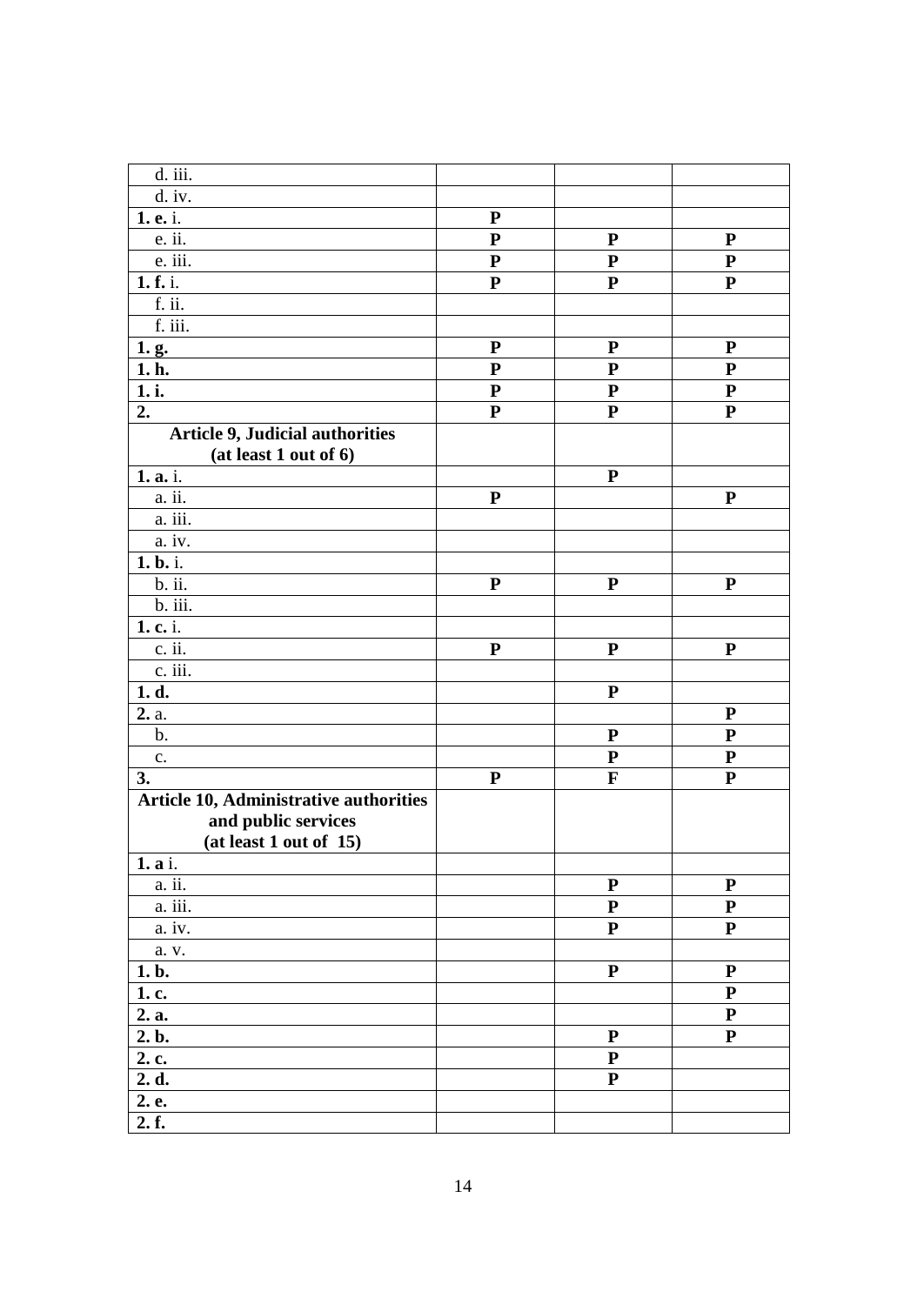| | | | |
|---|---|---|---|
| d. iii. | | | |
| d. iv. | | | |
| **1. e.** i. | **P** | | |
| e. ii. | **P** | **P** | **P** |
| e. iii. | **P** | **P** | **P** |
| **1. f.** i. | **P** | **P** | **P** |
| f. ii. | | | |
| f. iii. | | | |
| **1. g.** | **P** | **P** | **P** |
| **1. h.** | **P** | **P** | **P** |
| **1. i.** | **P** | **P** | **P** |
| **2.** | **P** | **P** | **P** |
| **Article 9, Judicial authorities (at least 1 out of 6)** | | | |
| **1. a.** i. | | **P** | |
| a. ii. | **P** | | **P** |
| a. iii. | | | |
| a. iv. | | | |
| **1. b.** i. | | | |
| b. ii. | **P** | **P** | **P** |
| b. iii. | | | |
| **1. c.** i. | | | |
| c. ii. | **P** | **P** | **P** |
| c. iii. | | | |
| **1. d.** | | **P** | |
| **2.** a. | | | **P** |
| b. | | **P** | **P** |
| c. | | **P** | **P** |
| **3.** | **P** | **F** | **P** |
| **Article 10, Administrative authorities and public services (at least 1 out of 15)** | | | |
| **1. a** i. | | | |
| a. ii. | | **P** | **P** |
| a. iii. | | **P** | **P** |
| a. iv. | | **P** | **P** |
| a. v. | | | |
| **1. b.** | | **P** | **P** |
| **1. c.** | | | **P** |
| **2. a.** | | | **P** |
| **2. b.** | | **P** | **P** |
| **2. c.** | | **P** | |
| **2. d.** | | **P** | |
| **2. e.** | | | |
| **2. f.** | | | |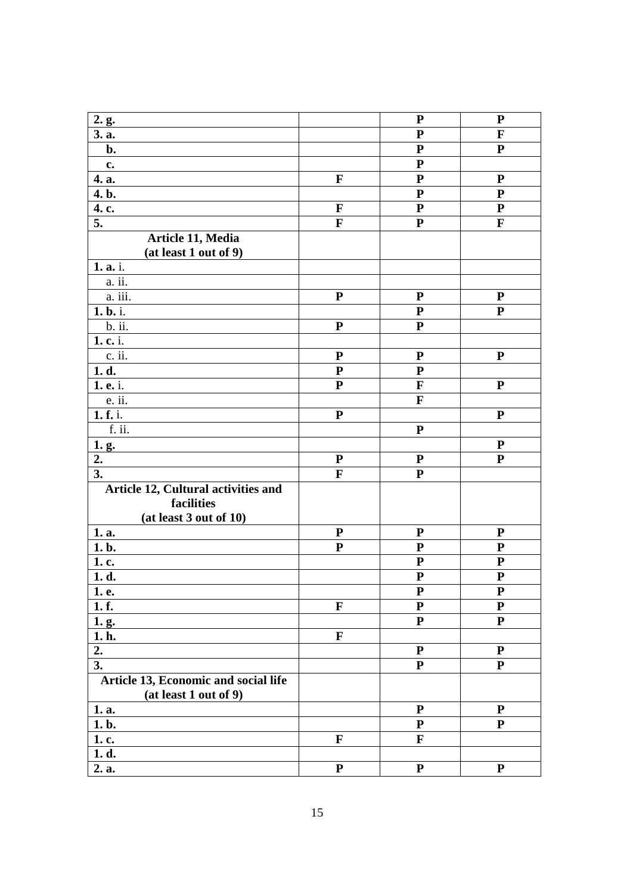| | | | |
|---|---|---|---|
| **2. g.** | | **P** | **P** |
| **3. a.** | | **P** | **F** |
| **b.** | | **P** | **P** |
| **c.** | | **P** | |
| **4. a.** | **F** | **P** | **P** |
| **4. b.** | | **P** | **P** |
| **4. c.** | **F** | **P** | **P** |
| **5.** | **F** | **P** | **F** |
| **Article 11, Media (at least 1 out of 9)** | | | |
| **1. a.** i. | | | |
| a. ii. | | | |
| a. iii. | **P** | **P** | **P** |
| **1. b.** i. | | **P** | **P** |
| b. ii. | **P** | **P** | |
| **1. c.** i. | | | |
| c. ii. | **P** | **P** | **P** |
| **1. d.** | **P** | **P** | |
| **1. e.** i. | **P** | **F** | **P** |
| e. ii. | | **F** | |
| **1. f.** i. | **P** | | **P** |
| f. ii. | | **P** | |
| **1. g.** | | | **P** |
| **2.** | **P** | **P** | **P** |
| **3.** | **F** | **P** | |
| **Article 12, Cultural activities and facilities (at least 3 out of 10)** | | | |
| **1. a.** | **P** | **P** | **P** |
| **1. b.** | **P** | **P** | **P** |
| **1. c.** | | **P** | **P** |
| **1. d.** | | **P** | **P** |
| **1. e.** | | **P** | **P** |
| **1. f.** | **F** | **P** | **P** |
| **1. g.** | | **P** | **P** |
| **1. h.** | **F** | | |
| **2.** | | **P** | **P** |
| **3.** | | **P** | **P** |
| **Article 13, Economic and social life (at least 1 out of 9)** | | | |
| **1. a.** | | **P** | **P** |
| **1. b.** | | **P** | **P** |
| **1. c.** | **F** | **F** | |
| **1. d.** | | | |
| **2. a.** | **P** | **P** | **P** |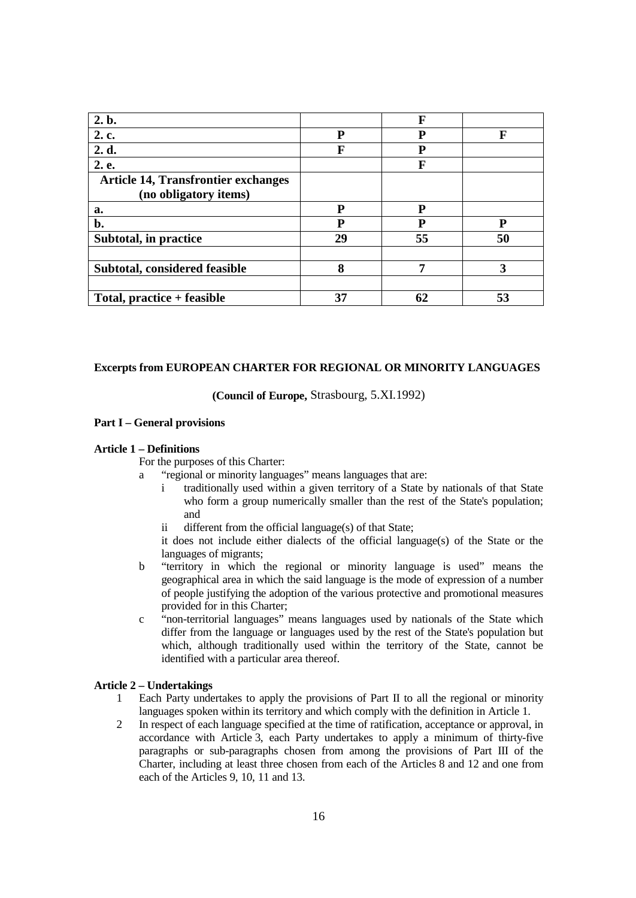| | | | |
|---|---|---|---|
| **2. b.** | | **F** | |
| **2. c.** | **P** | **P** | **F** |
| **2. d.** | **F** | **P** | |
| **2. e.** | | **F** | |
| **Article 14, Transfrontier exchanges (no obligatory items)** | | | |
| **a.** | **P** | **P** | |
| **b.** | **P** | **P** | **P** |
| **Subtotal, in practice** | **29** | **55** | **50** |
| | | | |
| **Subtotal, considered feasible** | **8** | **7** | **3** |
| | | | |
| **Total, practice + feasible** | **37** | **62** | **53** |

**Excerpts from EUROPEAN CHARTER FOR REGIONAL OR MINORITY LANGUAGES**

**(Council of Europe,** Strasbourg, 5.XI.1992)

**Part I – General provisions**

**Article 1 – Definitions**

For the purposes of this Charter:

a "regional or minority languages" means languages that are:

  i traditionally used within a given territory of a State by nationals of that State who form a group numerically smaller than the rest of the State's population; and

  ii different from the official language(s) of that State;

  it does not include either dialects of the official language(s) of the State or the languages of migrants;

b "territory in which the regional or minority language is used" means the geographical area in which the said language is the mode of expression of a number of people justifying the adoption of the various protective and promotional measures provided for in this Charter;

c "non-territorial languages" means languages used by nationals of the State which differ from the language or languages used by the rest of the State's population but which, although traditionally used within the territory of the State, cannot be identified with a particular area thereof.

**Article 2 – Undertakings**

1 Each Party undertakes to apply the provisions of Part II to all the regional or minority languages spoken within its territory and which comply with the definition in Article 1.

2 In respect of each language specified at the time of ratification, acceptance or approval, in accordance with Article 3, each Party undertakes to apply a minimum of thirty-five paragraphs or sub-paragraphs chosen from among the provisions of Part III of the Charter, including at least three chosen from each of the Articles 8 and 12 and one from each of the Articles 9, 10, 11 and 13.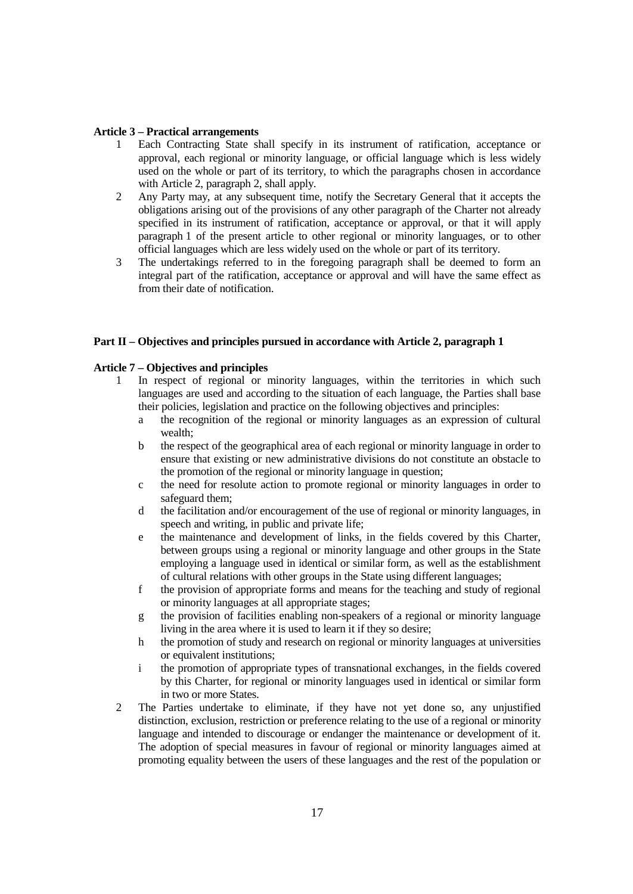**Article 3 – Practical arrangements**

1. Each Contracting State shall specify in its instrument of ratification, acceptance or approval, each regional or minority language, or official language which is less widely used on the whole or part of its territory, to which the paragraphs chosen in accordance with Article 2, paragraph 2, shall apply.
2. Any Party may, at any subsequent time, notify the Secretary General that it accepts the obligations arising out of the provisions of any other paragraph of the Charter not already specified in its instrument of ratification, acceptance or approval, or that it will apply paragraph 1 of the present article to other regional or minority languages, or to other official languages which are less widely used on the whole or part of its territory.
3. The undertakings referred to in the foregoing paragraph shall be deemed to form an integral part of the ratification, acceptance or approval and will have the same effect as from their date of notification.

**Part II – Objectives and principles pursued in accordance with Article 2, paragraph 1**

**Article 7 – Objectives and principles**

1. In respect of regional or minority languages, within the territories in which such languages are used and according to the situation of each language, the Parties shall base their policies, legislation and practice on the following objectives and principles:
   a. the recognition of the regional or minority languages as an expression of cultural wealth;
   b. the respect of the geographical area of each regional or minority language in order to ensure that existing or new administrative divisions do not constitute an obstacle to the promotion of the regional or minority language in question;
   c. the need for resolute action to promote regional or minority languages in order to safeguard them;
   d. the facilitation and/or encouragement of the use of regional or minority languages, in speech and writing, in public and private life;
   e. the maintenance and development of links, in the fields covered by this Charter, between groups using a regional or minority language and other groups in the State employing a language used in identical or similar form, as well as the establishment of cultural relations with other groups in the State using different languages;
   f. the provision of appropriate forms and means for the teaching and study of regional or minority languages at all appropriate stages;
   g. the provision of facilities enabling non-speakers of a regional or minority language living in the area where it is used to learn it if they so desire;
   h. the promotion of study and research on regional or minority languages at universities or equivalent institutions;
   i. the promotion of appropriate types of transnational exchanges, in the fields covered by this Charter, for regional or minority languages used in identical or similar form in two or more States.
2. The Parties undertake to eliminate, if they have not yet done so, any unjustified distinction, exclusion, restriction or preference relating to the use of a regional or minority language and intended to discourage or endanger the maintenance or development of it. The adoption of special measures in favour of regional or minority languages aimed at promoting equality between the users of these languages and the rest of the population or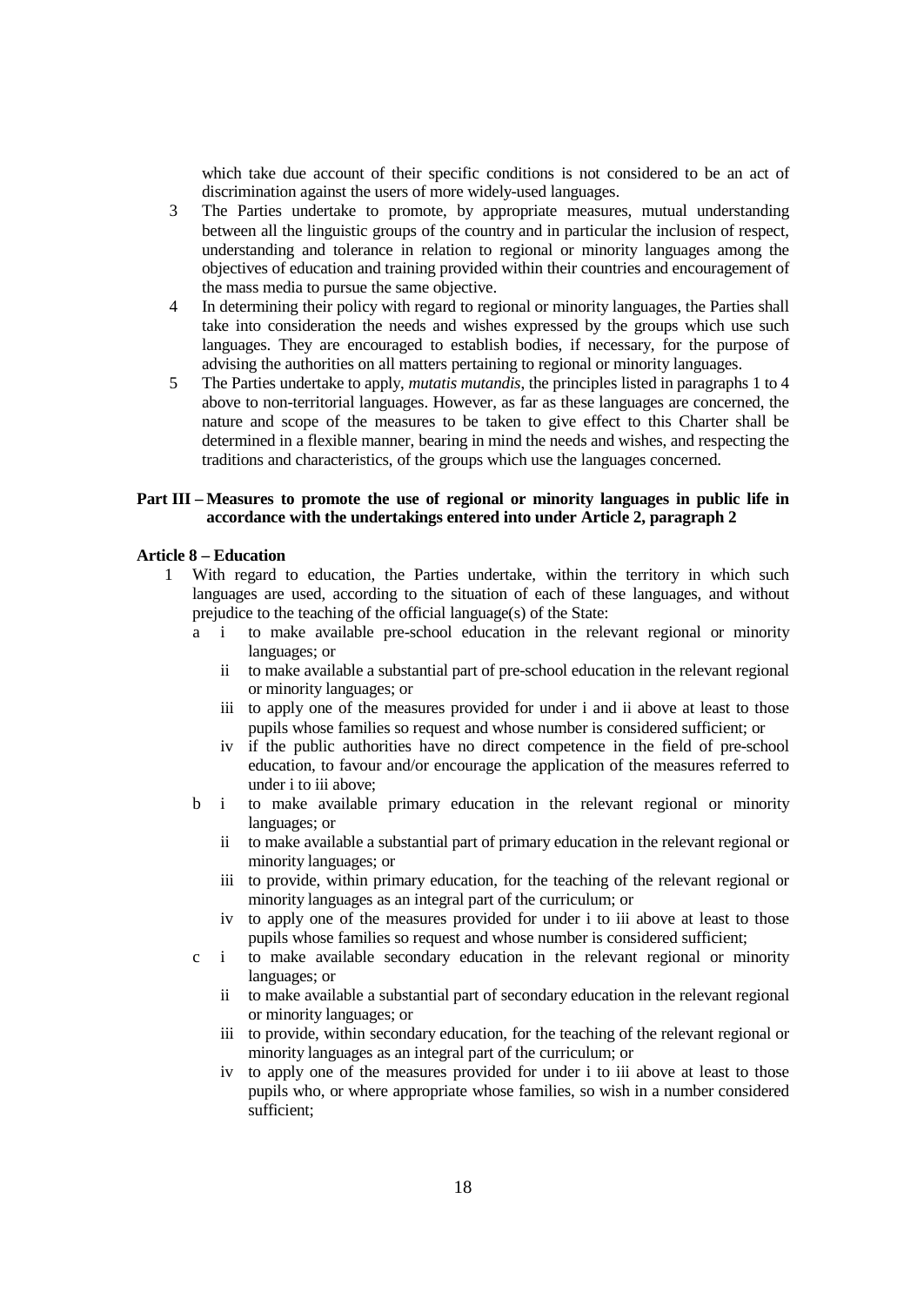which take due account of their specific conditions is not considered to be an act of discrimination against the users of more widely-used languages.

3. The Parties undertake to promote, by appropriate measures, mutual understanding between all the linguistic groups of the country and in particular the inclusion of respect, understanding and tolerance in relation to regional or minority languages among the objectives of education and training provided within their countries and encouragement of the mass media to pursue the same objective.
4. In determining their policy with regard to regional or minority languages, the Parties shall take into consideration the needs and wishes expressed by the groups which use such languages. They are encouraged to establish bodies, if necessary, for the purpose of advising the authorities on all matters pertaining to regional or minority languages.
5. The Parties undertake to apply, *mutatis mutandis*, the principles listed in paragraphs 1 to 4 above to non-territorial languages. However, as far as these languages are concerned, the nature and scope of the measures to be taken to give effect to this Charter shall be determined in a flexible manner, bearing in mind the needs and wishes, and respecting the traditions and characteristics, of the groups which use the languages concerned.

## Part III – Measures to promote the use of regional or minority languages in public life in accordance with the undertakings entered into under Article 2, paragraph 2

### Article 8 – Education

1. With regard to education, the Parties undertake, within the territory in which such languages are used, according to the situation of each of these languages, and without prejudice to the teaching of the official language(s) of the State:
   - a
     - i to make available pre-school education in the relevant regional or minority languages; or
     - ii to make available a substantial part of pre-school education in the relevant regional or minority languages; or
     - iii to apply one of the measures provided for under i and ii above at least to those pupils whose families so request and whose number is considered sufficient; or
     - iv if the public authorities have no direct competence in the field of pre-school education, to favour and/or encourage the application of the measures referred to under i to iii above;
   - b
     - i to make available primary education in the relevant regional or minority languages; or
     - ii to make available a substantial part of primary education in the relevant regional or minority languages; or
     - iii to provide, within primary education, for the teaching of the relevant regional or minority languages as an integral part of the curriculum; or
     - iv to apply one of the measures provided for under i to iii above at least to those pupils whose families so request and whose number is considered sufficient;
   - c
     - i to make available secondary education in the relevant regional or minority languages; or
     - ii to make available a substantial part of secondary education in the relevant regional or minority languages; or
     - iii to provide, within secondary education, for the teaching of the relevant regional or minority languages as an integral part of the curriculum; or
     - iv to apply one of the measures provided for under i to iii above at least to those pupils who, or where appropriate whose families, so wish in a number considered sufficient;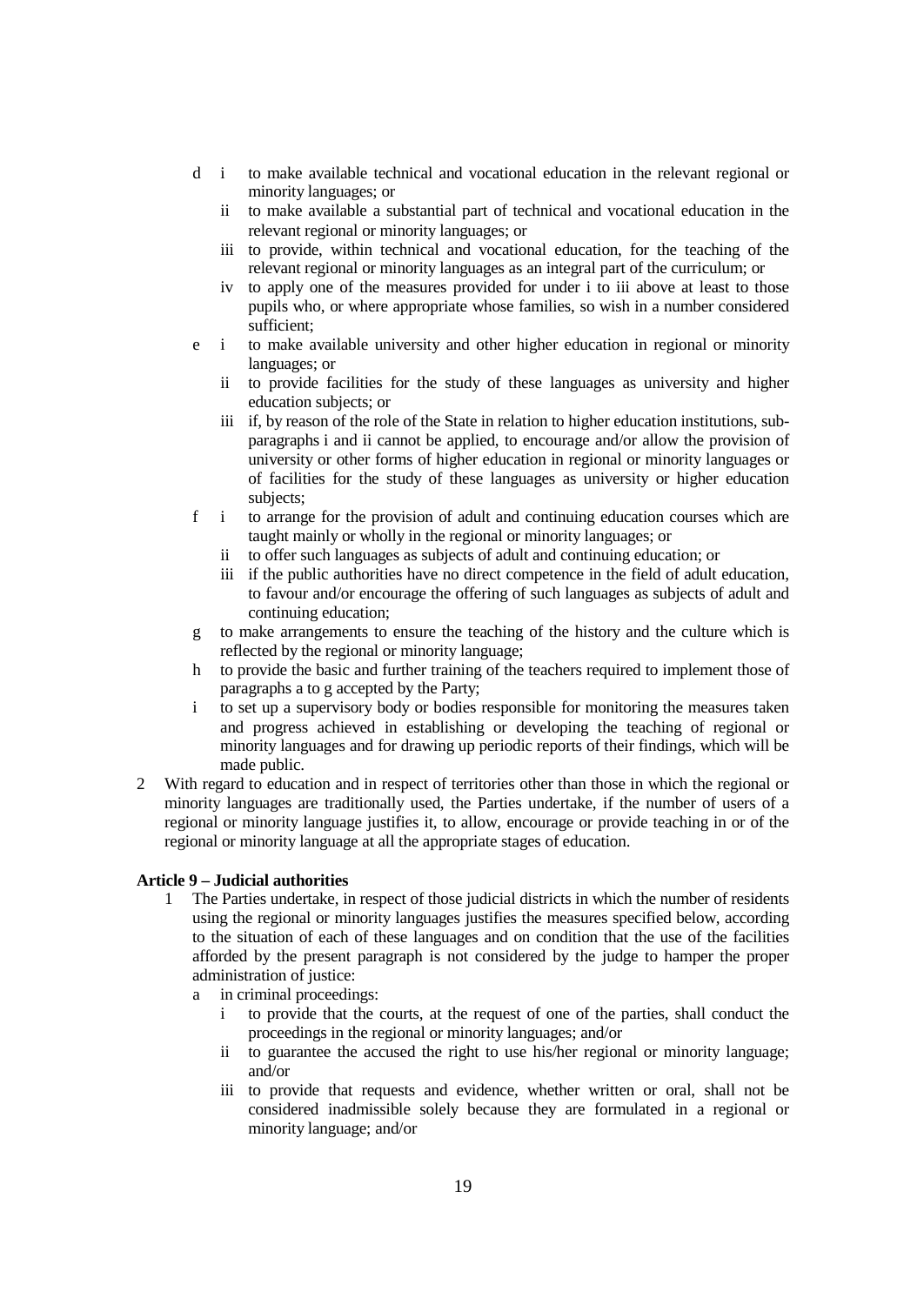- d
  - i to make available technical and vocational education in the relevant regional or minority languages; or
  - ii to make available a substantial part of technical and vocational education in the relevant regional or minority languages; or
  - iii to provide, within technical and vocational education, for the teaching of the relevant regional or minority languages as an integral part of the curriculum; or
  - iv to apply one of the measures provided for under i to iii above at least to those pupils who, or where appropriate whose families, so wish in a number considered sufficient;
- e
  - i to make available university and other higher education in regional or minority languages; or
  - ii to provide facilities for the study of these languages as university and higher education subjects; or
  - iii if, by reason of the role of the State in relation to higher education institutions, sub-paragraphs i and ii cannot be applied, to encourage and/or allow the provision of university or other forms of higher education in regional or minority languages or of facilities for the study of these languages as university or higher education subjects;
- f
  - i to arrange for the provision of adult and continuing education courses which are taught mainly or wholly in the regional or minority languages; or
  - ii to offer such languages as subjects of adult and continuing education; or
  - iii if the public authorities have no direct competence in the field of adult education, to favour and/or encourage the offering of such languages as subjects of adult and continuing education;
- g to make arrangements to ensure the teaching of the history and the culture which is reflected by the regional or minority language;
- h to provide the basic and further training of the teachers required to implement those of paragraphs a to g accepted by the Party;
- i to set up a supervisory body or bodies responsible for monitoring the measures taken and progress achieved in establishing or developing the teaching of regional or minority languages and for drawing up periodic reports of their findings, which will be made public.

2 With regard to education and in respect of territories other than those in which the regional or minority languages are traditionally used, the Parties undertake, if the number of users of a regional or minority language justifies it, to allow, encourage or provide teaching in or of the regional or minority language at all the appropriate stages of education.

**Article 9 – Judicial authorities**

1 The Parties undertake, in respect of those judicial districts in which the number of residents using the regional or minority languages justifies the measures specified below, according to the situation of each of these languages and on condition that the use of the facilities afforded by the present paragraph is not considered by the judge to hamper the proper administration of justice:

- a in criminal proceedings:
  - i to provide that the courts, at the request of one of the parties, shall conduct the proceedings in the regional or minority languages; and/or
  - ii to guarantee the accused the right to use his/her regional or minority language; and/or
  - iii to provide that requests and evidence, whether written or oral, shall not be considered inadmissible solely because they are formulated in a regional or minority language; and/or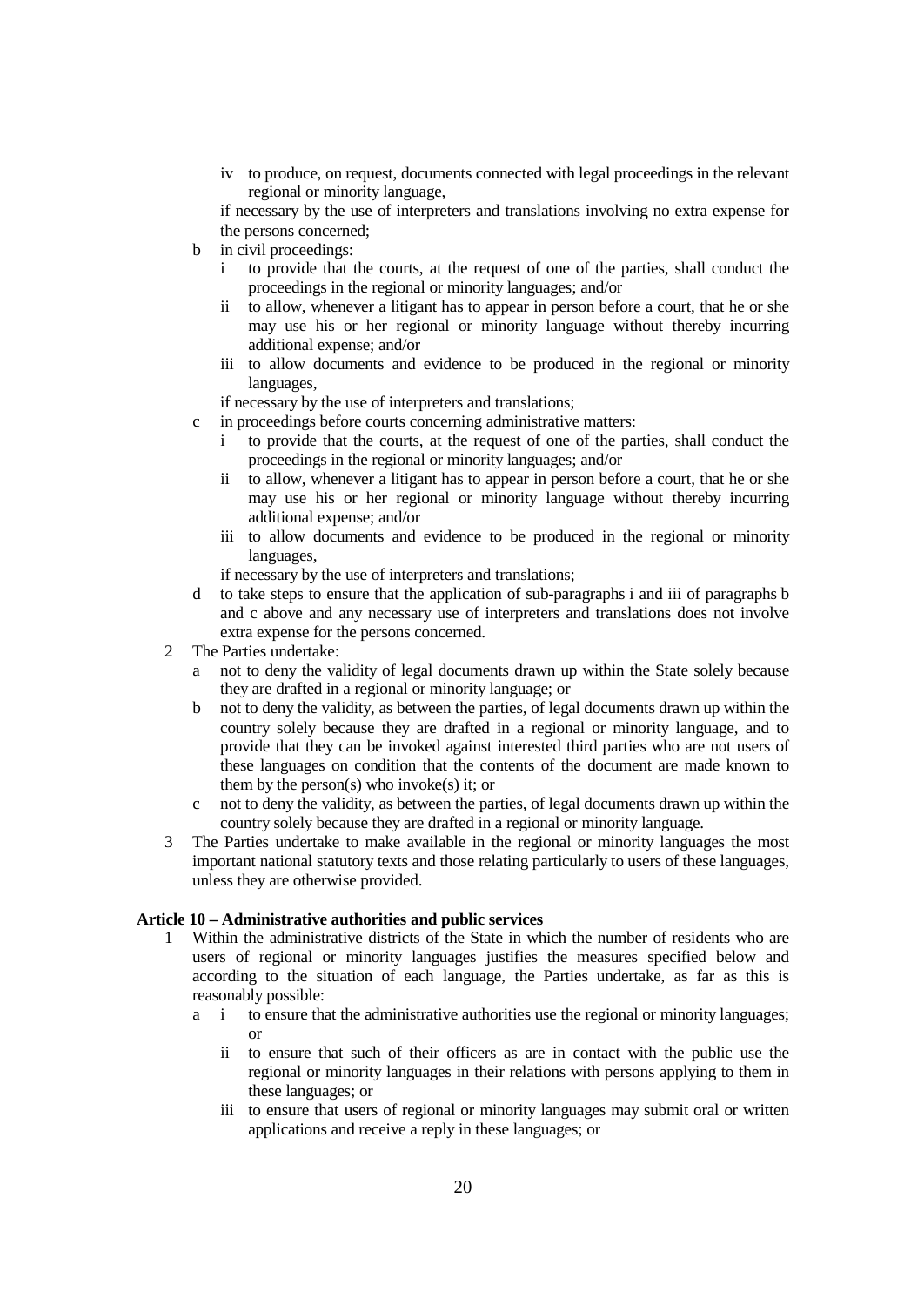- iv to produce, on request, documents connected with legal proceedings in the relevant regional or minority language,

   if necessary by the use of interpreters and translations involving no extra expense for the persons concerned;

- b in civil proceedings:
   - i to provide that the courts, at the request of one of the parties, shall conduct the proceedings in the regional or minority languages; and/or
   - ii to allow, whenever a litigant has to appear in person before a court, that he or she may use his or her regional or minority language without thereby incurring additional expense; and/or
   - iii to allow documents and evidence to be produced in the regional or minority languages,

   if necessary by the use of interpreters and translations;

- c in proceedings before courts concerning administrative matters:
   - i to provide that the courts, at the request of one of the parties, shall conduct the proceedings in the regional or minority languages; and/or
   - ii to allow, whenever a litigant has to appear in person before a court, that he or she may use his or her regional or minority language without thereby incurring additional expense; and/or
   - iii to allow documents and evidence to be produced in the regional or minority languages,

   if necessary by the use of interpreters and translations;

- d to take steps to ensure that the application of sub-paragraphs i and iii of paragraphs b and c above and any necessary use of interpreters and translations does not involve extra expense for the persons concerned.

2 The Parties undertake:

- a not to deny the validity of legal documents drawn up within the State solely because they are drafted in a regional or minority language; or
- b not to deny the validity, as between the parties, of legal documents drawn up within the country solely because they are drafted in a regional or minority language, and to provide that they can be invoked against interested third parties who are not users of these languages on condition that the contents of the document are made known to them by the person(s) who invoke(s) it; or
- c not to deny the validity, as between the parties, of legal documents drawn up within the country solely because they are drafted in a regional or minority language.

3 The Parties undertake to make available in the regional or minority languages the most important national statutory texts and those relating particularly to users of these languages, unless they are otherwise provided.

**Article 10 – Administrative authorities and public services**

1 Within the administrative districts of the State in which the number of residents who are users of regional or minority languages justifies the measures specified below and according to the situation of each language, the Parties undertake, as far as this is reasonably possible:

- a
   - i to ensure that the administrative authorities use the regional or minority languages; or
   - ii to ensure that such of their officers as are in contact with the public use the regional or minority languages in their relations with persons applying to them in these languages; or
   - iii to ensure that users of regional or minority languages may submit oral or written applications and receive a reply in these languages; or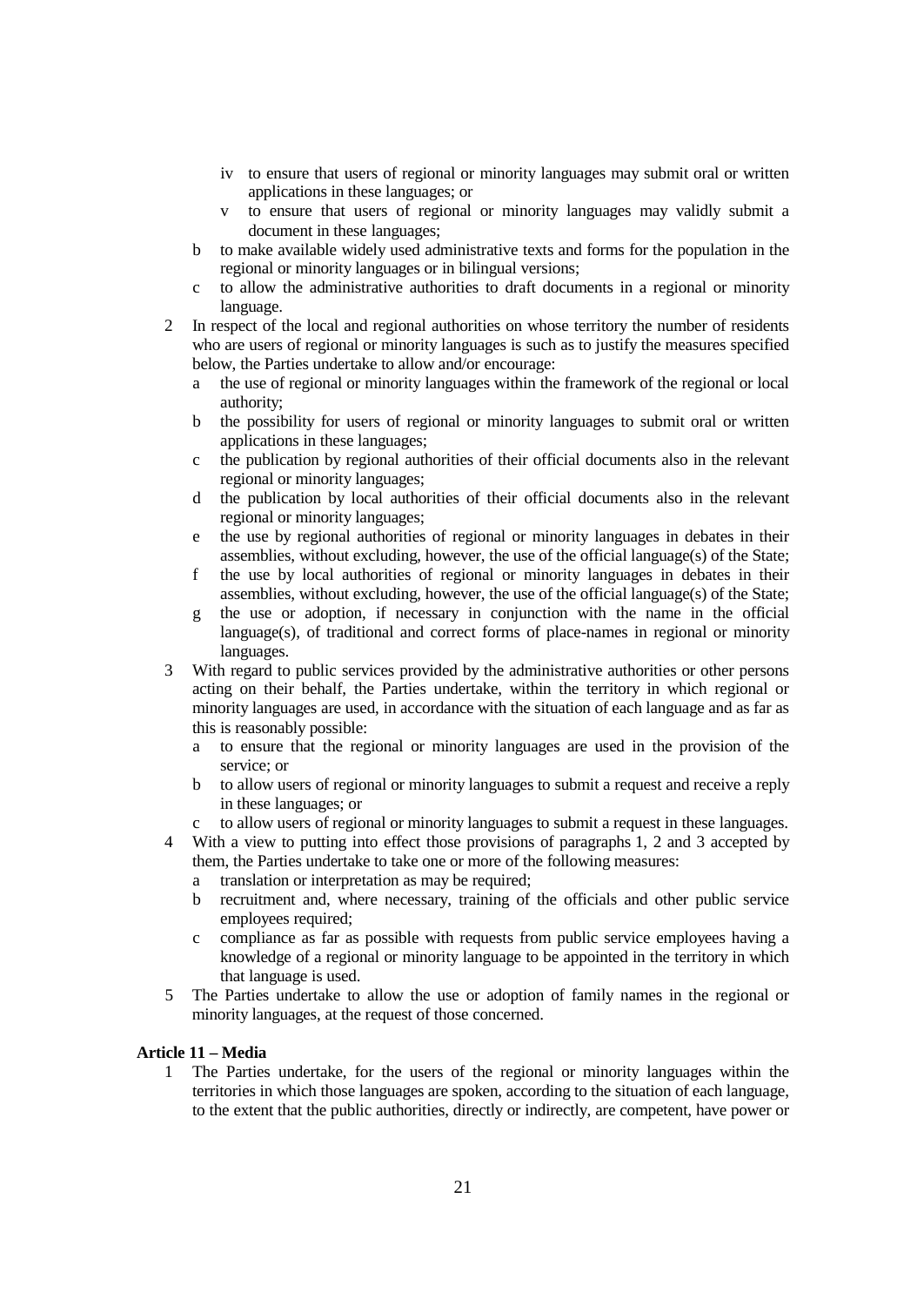- iv to ensure that users of regional or minority languages may submit oral or written applications in these languages; or
   - v to ensure that users of regional or minority languages may validly submit a document in these languages;
   - b to make available widely used administrative texts and forms for the population in the regional or minority languages or in bilingual versions;
   - c to allow the administrative authorities to draft documents in a regional or minority language.

2 In respect of the local and regional authorities on whose territory the number of residents who are users of regional or minority languages is such as to justify the measures specified below, the Parties undertake to allow and/or encourage:
   - a the use of regional or minority languages within the framework of the regional or local authority;
   - b the possibility for users of regional or minority languages to submit oral or written applications in these languages;
   - c the publication by regional authorities of their official documents also in the relevant regional or minority languages;
   - d the publication by local authorities of their official documents also in the relevant regional or minority languages;
   - e the use by regional authorities of regional or minority languages in debates in their assemblies, without excluding, however, the use of the official language(s) of the State;
   - f the use by local authorities of regional or minority languages in debates in their assemblies, without excluding, however, the use of the official language(s) of the State;
   - g the use or adoption, if necessary in conjunction with the name in the official language(s), of traditional and correct forms of place-names in regional or minority languages.

3 With regard to public services provided by the administrative authorities or other persons acting on their behalf, the Parties undertake, within the territory in which regional or minority languages are used, in accordance with the situation of each language and as far as this is reasonably possible:
   - a to ensure that the regional or minority languages are used in the provision of the service; or
   - b to allow users of regional or minority languages to submit a request and receive a reply in these languages; or
   - c to allow users of regional or minority languages to submit a request in these languages.

4 With a view to putting into effect those provisions of paragraphs 1, 2 and 3 accepted by them, the Parties undertake to take one or more of the following measures:
   - a translation or interpretation as may be required;
   - b recruitment and, where necessary, training of the officials and other public service employees required;
   - c compliance as far as possible with requests from public service employees having a knowledge of a regional or minority language to be appointed in the territory in which that language is used.

5 The Parties undertake to allow the use or adoption of family names in the regional or minority languages, at the request of those concerned.

**Article 11 – Media**

1 The Parties undertake, for the users of the regional or minority languages within the territories in which those languages are spoken, according to the situation of each language, to the extent that the public authorities, directly or indirectly, are competent, have power or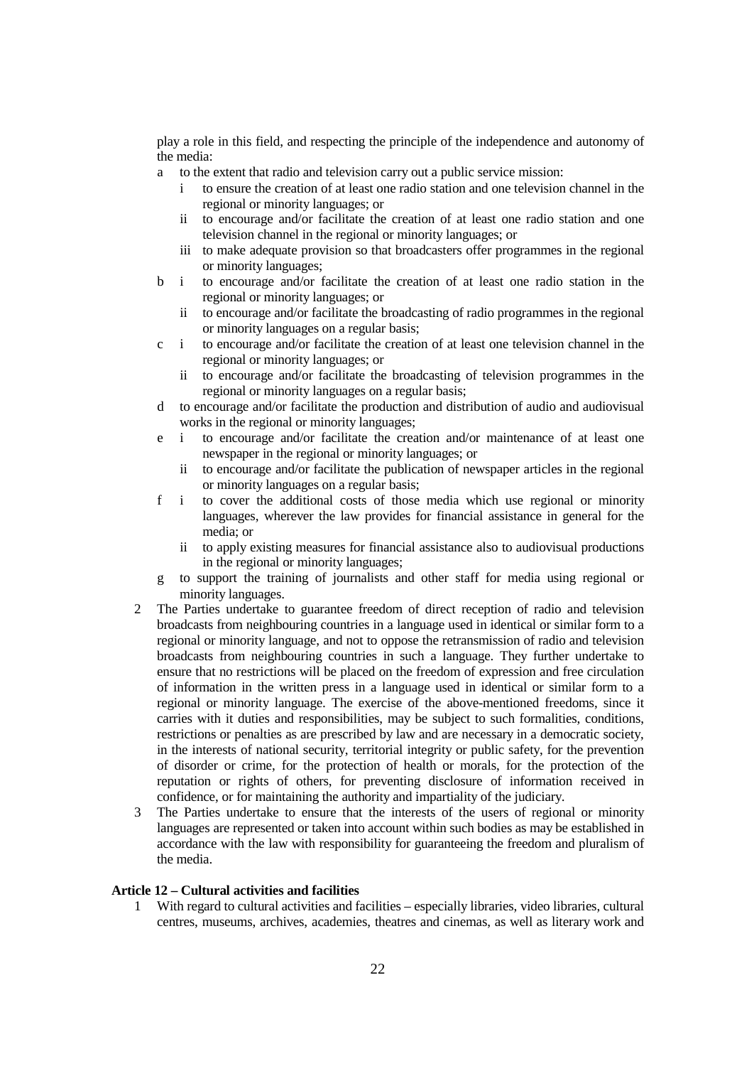play a role in this field, and respecting the principle of the independence and autonomy of the media:

- a to the extent that radio and television carry out a public service mission:
  - i to ensure the creation of at least one radio station and one television channel in the regional or minority languages; or
  - ii to encourage and/or facilitate the creation of at least one radio station and one television channel in the regional or minority languages; or
  - iii to make adequate provision so that broadcasters offer programmes in the regional or minority languages;
- b i to encourage and/or facilitate the creation of at least one radio station in the regional or minority languages; or
  - ii to encourage and/or facilitate the broadcasting of radio programmes in the regional or minority languages on a regular basis;
- c i to encourage and/or facilitate the creation of at least one television channel in the regional or minority languages; or
  - ii to encourage and/or facilitate the broadcasting of television programmes in the regional or minority languages on a regular basis;
- d to encourage and/or facilitate the production and distribution of audio and audiovisual works in the regional or minority languages;
- e i to encourage and/or facilitate the creation and/or maintenance of at least one newspaper in the regional or minority languages; or
  - ii to encourage and/or facilitate the publication of newspaper articles in the regional or minority languages on a regular basis;
- f i to cover the additional costs of those media which use regional or minority languages, wherever the law provides for financial assistance in general for the media; or
  - ii to apply existing measures for financial assistance also to audiovisual productions in the regional or minority languages;
- g to support the training of journalists and other staff for media using regional or minority languages.

2 The Parties undertake to guarantee freedom of direct reception of radio and television broadcasts from neighbouring countries in a language used in identical or similar form to a regional or minority language, and not to oppose the retransmission of radio and television broadcasts from neighbouring countries in such a language. They further undertake to ensure that no restrictions will be placed on the freedom of expression and free circulation of information in the written press in a language used in identical or similar form to a regional or minority language. The exercise of the above-mentioned freedoms, since it carries with it duties and responsibilities, may be subject to such formalities, conditions, restrictions or penalties as are prescribed by law and are necessary in a democratic society, in the interests of national security, territorial integrity or public safety, for the prevention of disorder or crime, for the protection of health or morals, for the protection of the reputation or rights of others, for preventing disclosure of information received in confidence, or for maintaining the authority and impartiality of the judiciary.

3 The Parties undertake to ensure that the interests of the users of regional or minority languages are represented or taken into account within such bodies as may be established in accordance with the law with responsibility for guaranteeing the freedom and pluralism of the media.

**Article 12 – Cultural activities and facilities**

1 With regard to cultural activities and facilities – especially libraries, video libraries, cultural centres, museums, archives, academies, theatres and cinemas, as well as literary work and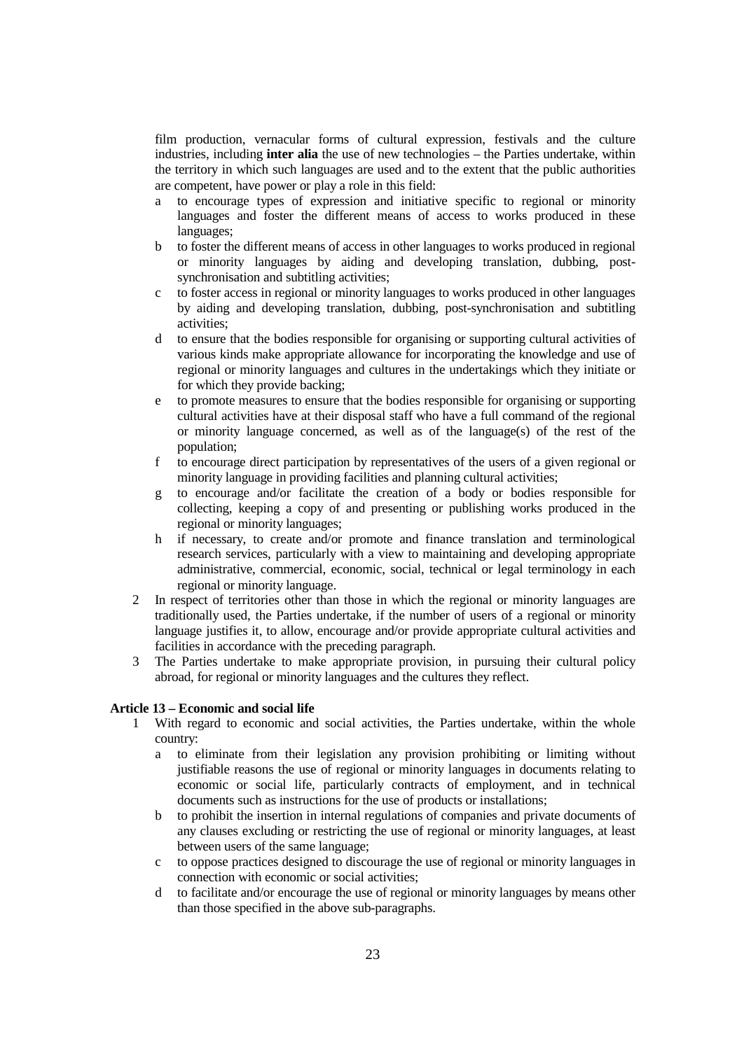film production, vernacular forms of cultural expression, festivals and the culture industries, including **inter alia** the use of new technologies – the Parties undertake, within the territory in which such languages are used and to the extent that the public authorities are competent, have power or play a role in this field:

- a to encourage types of expression and initiative specific to regional or minority languages and foster the different means of access to works produced in these languages;
- b to foster the different means of access in other languages to works produced in regional or minority languages by aiding and developing translation, dubbing, post-synchronisation and subtitling activities;
- c to foster access in regional or minority languages to works produced in other languages by aiding and developing translation, dubbing, post-synchronisation and subtitling activities;
- d to ensure that the bodies responsible for organising or supporting cultural activities of various kinds make appropriate allowance for incorporating the knowledge and use of regional or minority languages and cultures in the undertakings which they initiate or for which they provide backing;
- e to promote measures to ensure that the bodies responsible for organising or supporting cultural activities have at their disposal staff who have a full command of the regional or minority language concerned, as well as of the language(s) of the rest of the population;
- f to encourage direct participation by representatives of the users of a given regional or minority language in providing facilities and planning cultural activities;
- g to encourage and/or facilitate the creation of a body or bodies responsible for collecting, keeping a copy of and presenting or publishing works produced in the regional or minority languages;
- h if necessary, to create and/or promote and finance translation and terminological research services, particularly with a view to maintaining and developing appropriate administrative, commercial, economic, social, technical or legal terminology in each regional or minority language.

2 In respect of territories other than those in which the regional or minority languages are traditionally used, the Parties undertake, if the number of users of a regional or minority language justifies it, to allow, encourage and/or provide appropriate cultural activities and facilities in accordance with the preceding paragraph.

3 The Parties undertake to make appropriate provision, in pursuing their cultural policy abroad, for regional or minority languages and the cultures they reflect.

**Article 13 – Economic and social life**

1 With regard to economic and social activities, the Parties undertake, within the whole country:

- a to eliminate from their legislation any provision prohibiting or limiting without justifiable reasons the use of regional or minority languages in documents relating to economic or social life, particularly contracts of employment, and in technical documents such as instructions for the use of products or installations;
- b to prohibit the insertion in internal regulations of companies and private documents of any clauses excluding or restricting the use of regional or minority languages, at least between users of the same language;
- c to oppose practices designed to discourage the use of regional or minority languages in connection with economic or social activities;
- d to facilitate and/or encourage the use of regional or minority languages by means other than those specified in the above sub-paragraphs.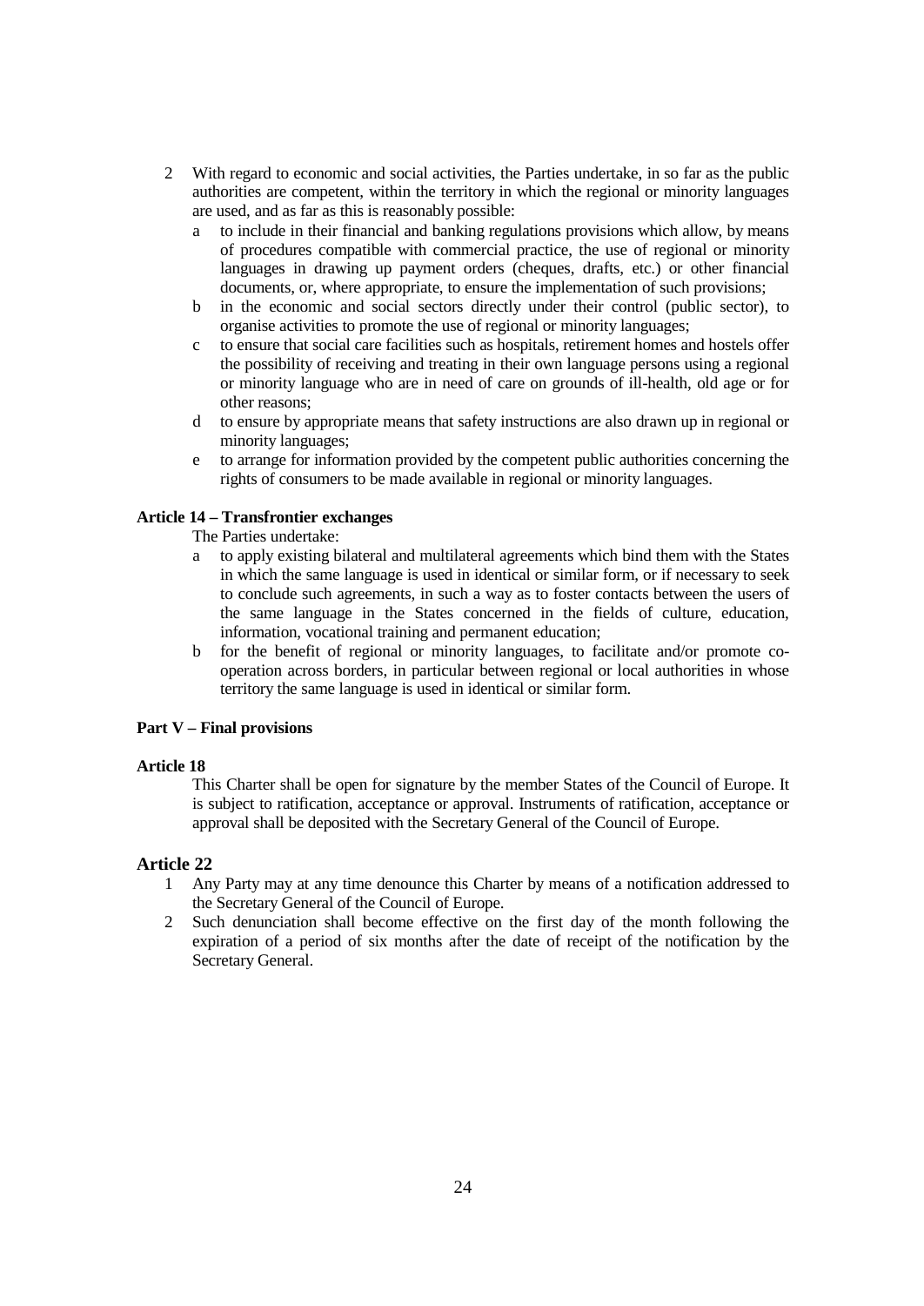2 With regard to economic and social activities, the Parties undertake, in so far as the public authorities are competent, within the territory in which the regional or minority languages are used, and as far as this is reasonably possible:
   - a to include in their financial and banking regulations provisions which allow, by means of procedures compatible with commercial practice, the use of regional or minority languages in drawing up payment orders (cheques, drafts, etc.) or other financial documents, or, where appropriate, to ensure the implementation of such provisions;
   - b in the economic and social sectors directly under their control (public sector), to organise activities to promote the use of regional or minority languages;
   - c to ensure that social care facilities such as hospitals, retirement homes and hostels offer the possibility of receiving and treating in their own language persons using a regional or minority language who are in need of care on grounds of ill-health, old age or for other reasons;
   - d to ensure by appropriate means that safety instructions are also drawn up in regional or minority languages;
   - e to arrange for information provided by the competent public authorities concerning the rights of consumers to be made available in regional or minority languages.

**Article 14 – Transfrontier exchanges**

The Parties undertake:

- a to apply existing bilateral and multilateral agreements which bind them with the States in which the same language is used in identical or similar form, or if necessary to seek to conclude such agreements, in such a way as to foster contacts between the users of the same language in the States concerned in the fields of culture, education, information, vocational training and permanent education;
- b for the benefit of regional or minority languages, to facilitate and/or promote co-operation across borders, in particular between regional or local authorities in whose territory the same language is used in identical or similar form.

**Part V – Final provisions**

**Article 18**

This Charter shall be open for signature by the member States of the Council of Europe. It is subject to ratification, acceptance or approval. Instruments of ratification, acceptance or approval shall be deposited with the Secretary General of the Council of Europe.

**Article 22**

1 Any Party may at any time denounce this Charter by means of a notification addressed to the Secretary General of the Council of Europe.

2 Such denunciation shall become effective on the first day of the month following the expiration of a period of six months after the date of receipt of the notification by the Secretary General.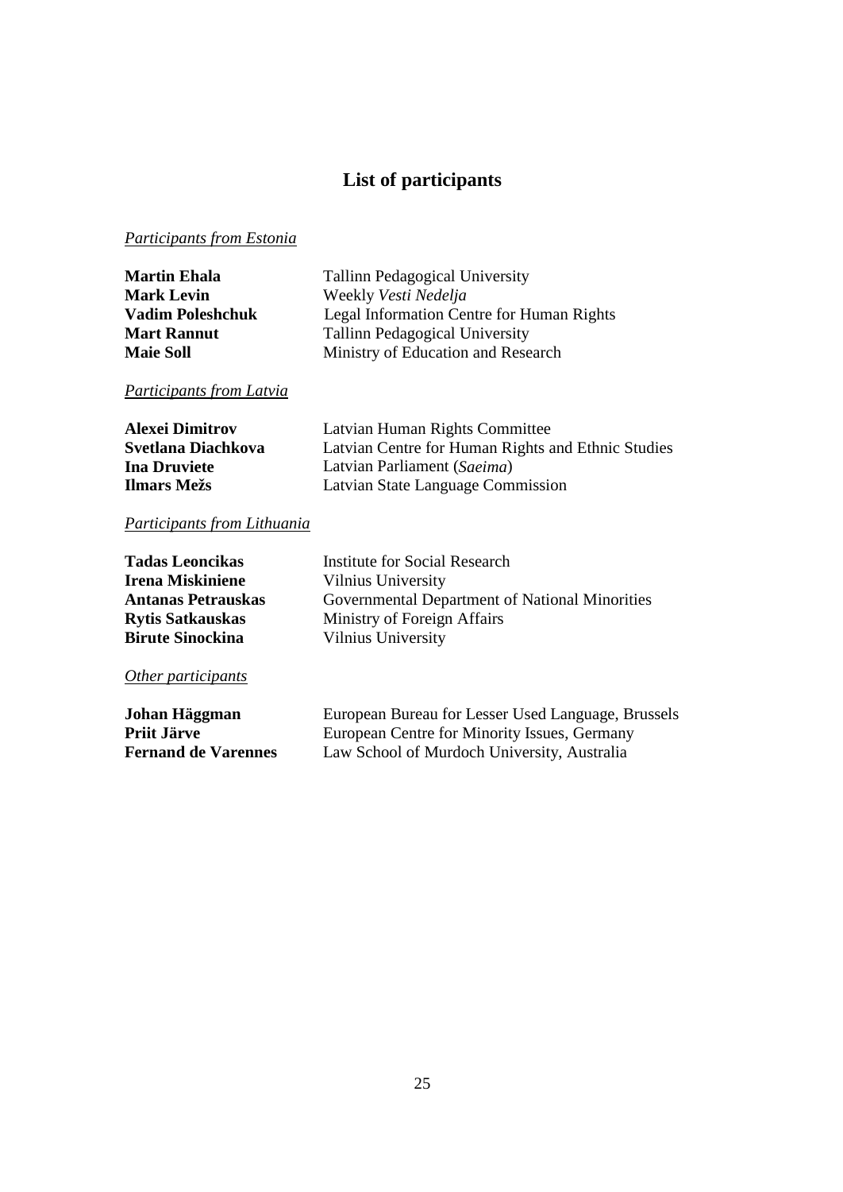# List of participants

*Participants from Estonia*

| | |
|---|---|
| **Martin Ehala** | Tallinn Pedagogical University |
| **Mark Levin** | Weekly *Vesti Nedelja* |
| **Vadim Poleshchuk** | Legal Information Centre for Human Rights |
| **Mart Rannut** | Tallinn Pedagogical University |
| **Maie Soll** | Ministry of Education and Research |

*Participants from Latvia*

| | |
|---|---|
| **Alexei Dimitrov** | Latvian Human Rights Committee |
| **Svetlana Diachkova** | Latvian Centre for Human Rights and Ethnic Studies |
| **Ina Druviete** | Latvian Parliament (*Saeima*) |
| **Ilmars Mežs** | Latvian State Language Commission |

*Participants from Lithuania*

| | |
|---|---|
| **Tadas Leoncikas** | Institute for Social Research |
| **Irena Miskiniene** | Vilnius University |
| **Antanas Petrauskas** | Governmental Department of National Minorities |
| **Rytis Satkauskas** | Ministry of Foreign Affairs |
| **Birute Sinockina** | Vilnius University |

*Other participants*

| | |
|---|---|
| **Johan Häggman** | European Bureau for Lesser Used Language, Brussels |
| **Priit Järve** | European Centre for Minority Issues, Germany |
| **Fernand de Varennes** | Law School of Murdoch University, Australia |